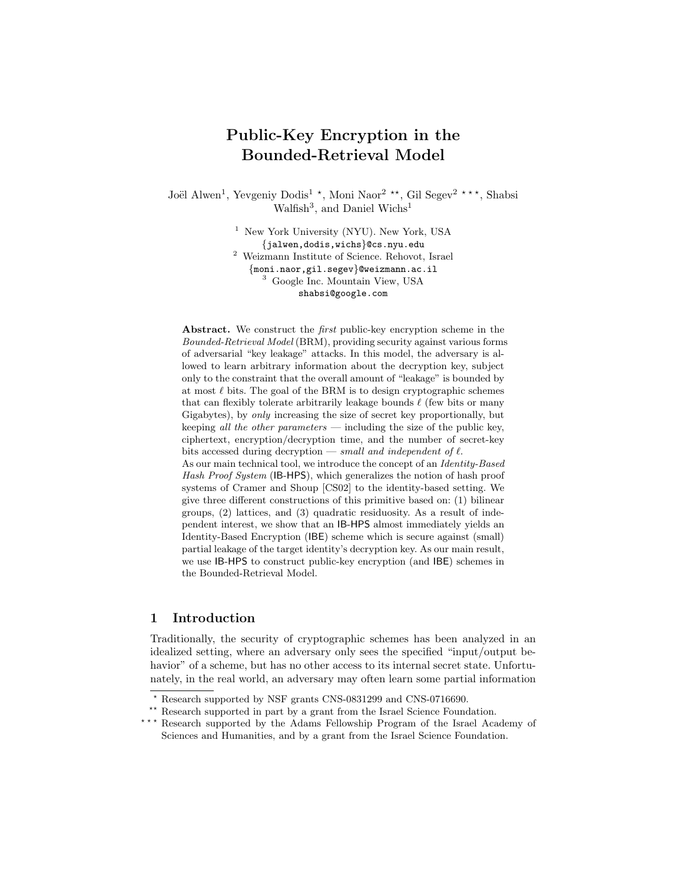# Public-Key Encryption in the Bounded-Retrieval Model

Joël Alwen[1], Yevgeniy Dodis[1] *, Moni Naor[2] **, Gil Segev[2] ***, Shabsi Walfish[3], and Daniel Wichs[1]

[1] New York University (NYU). New York, USA
{jalwen,dodis,wichs}@cs.nyu.edu
[2] Weizmann Institute of Science. Rehovot, Israel
{moni.naor,gil.segev}@weizmann.ac.il
[3] Google Inc. Mountain View, USA
shabsi@google.com

**Abstract.** We construct the *first* public-key encryption scheme in the *Bounded-Retrieval Model* (BRM), providing security against various forms of adversarial "key leakage" attacks. In this model, the adversary is allowed to learn arbitrary information about the decryption key, subject only to the constraint that the overall amount of "leakage" is bounded by at most $\ell$ bits. The goal of the BRM is to design cryptographic schemes that can flexibly tolerate arbitrarily leakage bounds $\ell$ (few bits or many Gigabytes), by *only* increasing the size of secret key proportionally, but keeping *all the other parameters* — including the size of the public key, ciphertext, encryption/decryption time, and the number of secret-key bits accessed during decryption — *small and independent of* $\ell$.
As our main technical tool, we introduce the concept of an *Identity-Based Hash Proof System* (IB-HPS), which generalizes the notion of hash proof systems of Cramer and Shoup [CS02] to the identity-based setting. We give three different constructions of this primitive based on: (1) bilinear groups, (2) lattices, and (3) quadratic residuosity. As a result of independent interest, we show that an IB-HPS almost immediately yields an Identity-Based Encryption (IBE) scheme which is secure against (small) partial leakage of the target identity's decryption key. As our main result, we use IB-HPS to construct public-key encryption (and IBE) schemes in the Bounded-Retrieval Model.

## 1 Introduction

Traditionally, the security of cryptographic schemes has been analyzed in an idealized setting, where an adversary only sees the specified "input/output behavior" of a scheme, but has no other access to its internal secret state. Unfortunately, in the real world, an adversary may often learn some partial information

* Research supported by NSF grants CNS-0831299 and CNS-0716690.
** Research supported in part by a grant from the Israel Science Foundation.
*** Research supported by the Adams Fellowship Program of the Israel Academy of Sciences and Humanities, and by a grant from the Israel Science Foundation.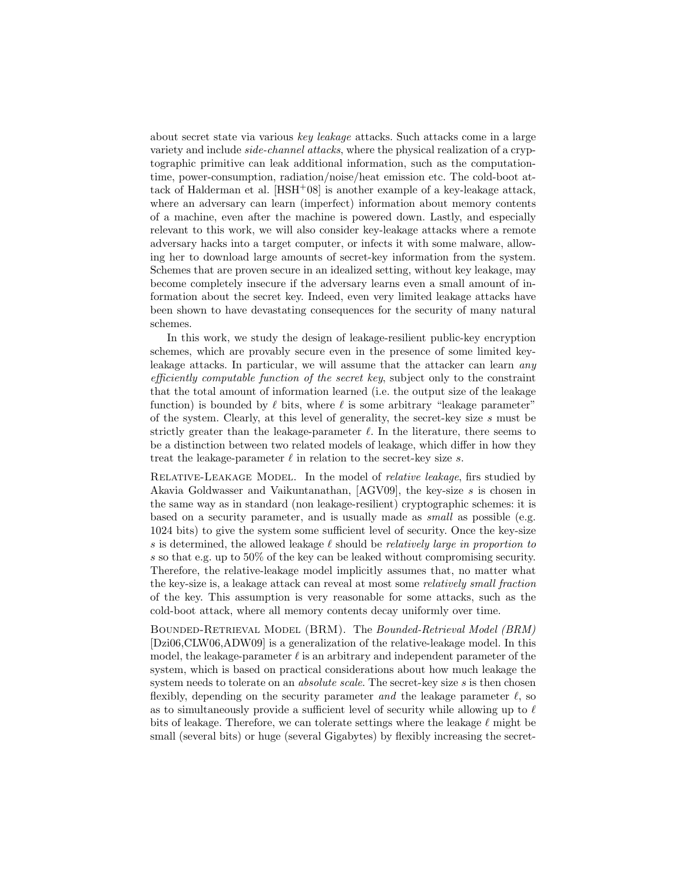about secret state via various *key leakage* attacks. Such attacks come in a large variety and include *side-channel attacks*, where the physical realization of a cryptographic primitive can leak additional information, such as the computation-time, power-consumption, radiation/noise/heat emission etc. The cold-boot attack of Halderman et al. [HSH+08] is another example of a key-leakage attack, where an adversary can learn (imperfect) information about memory contents of a machine, even after the machine is powered down. Lastly, and especially relevant to this work, we will also consider key-leakage attacks where a remote adversary hacks into a target computer, or infects it with some malware, allowing her to download large amounts of secret-key information from the system. Schemes that are proven secure in an idealized setting, without key leakage, may become completely insecure if the adversary learns even a small amount of information about the secret key. Indeed, even very limited leakage attacks have been shown to have devastating consequences for the security of many natural schemes.

In this work, we study the design of leakage-resilient public-key encryption schemes, which are provably secure even in the presence of some limited key-leakage attacks. In particular, we will assume that the attacker can learn *any efficiently computable function of the secret key*, subject only to the constraint that the total amount of information learned (i.e. the output size of the leakage function) is bounded by $\ell$ bits, where $\ell$ is some arbitrary "leakage parameter" of the system. Clearly, at this level of generality, the secret-key size $s$ must be strictly greater than the leakage-parameter $\ell$. In the literature, there seems to be a distinction between two related models of leakage, which differ in how they treat the leakage-parameter $\ell$ in relation to the secret-key size $s$.

Relative-Leakage Model. In the model of *relative leakage*, firs studied by Akavia Goldwasser and Vaikuntanathan, [AGV09], the key-size $s$ is chosen in the same way as in standard (non leakage-resilient) cryptographic schemes: it is based on a security parameter, and is usually made as *small* as possible (e.g. 1024 bits) to give the system some sufficient level of security. Once the key-size $s$ is determined, the allowed leakage $\ell$ should be *relatively large in proportion to* $s$ so that e.g. up to 50% of the key can be leaked without compromising security. Therefore, the relative-leakage model implicitly assumes that, no matter what the key-size is, a leakage attack can reveal at most some *relatively small fraction* of the key. This assumption is very reasonable for some attacks, such as the cold-boot attack, where all memory contents decay uniformly over time.

Bounded-Retrieval Model (BRM). The *Bounded-Retrieval Model (BRM)* [Dzi06,CLW06,ADW09] is a generalization of the relative-leakage model. In this model, the leakage-parameter $\ell$ is an arbitrary and independent parameter of the system, which is based on practical considerations about how much leakage the system needs to tolerate on an *absolute scale*. The secret-key size $s$ is then chosen flexibly, depending on the security parameter *and* the leakage parameter $\ell$, so as to simultaneously provide a sufficient level of security while allowing up to $\ell$ bits of leakage. Therefore, we can tolerate settings where the leakage $\ell$ might be small (several bits) or huge (several Gigabytes) by flexibly increasing the secret-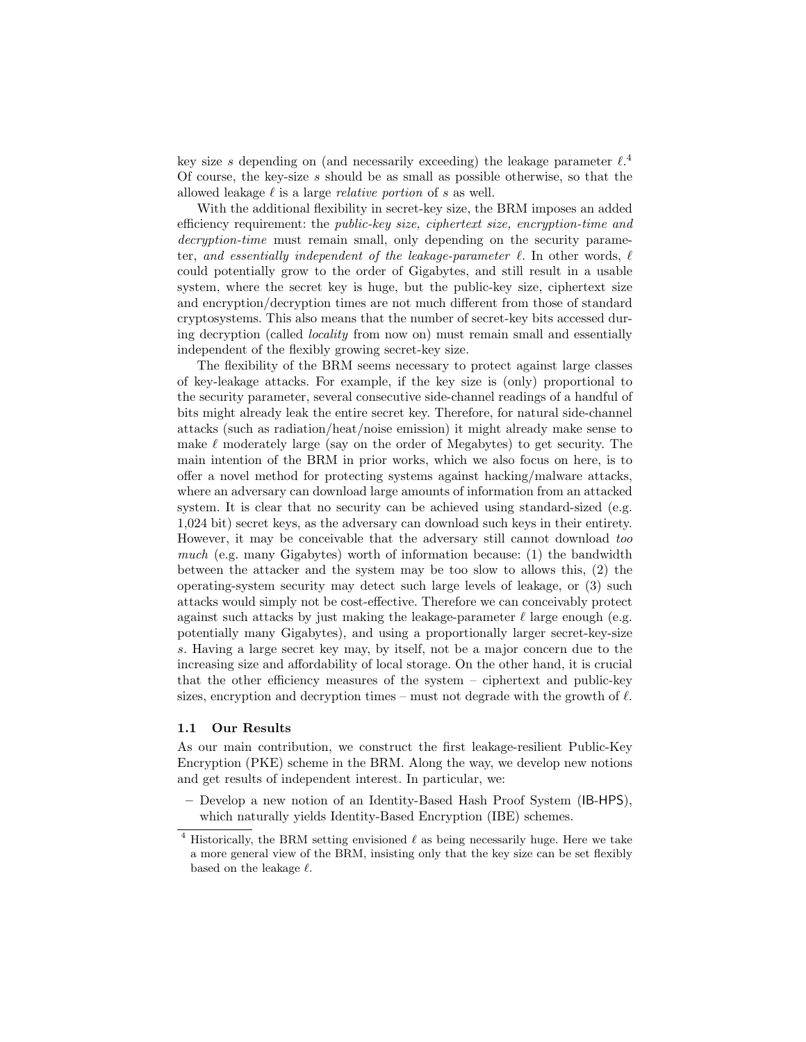key size $s$ depending on (and necessarily exceeding) the leakage parameter $\ell$.[4] Of course, the key-size $s$ should be as small as possible otherwise, so that the allowed leakage $\ell$ is a large *relative portion* of $s$ as well.

With the additional flexibility in secret-key size, the BRM imposes an added efficiency requirement: the *public-key size, ciphertext size, encryption-time and decryption-time* must remain small, only depending on the security parameter, *and essentially independent of the leakage-parameter* $\ell$. In other words, $\ell$ could potentially grow to the order of Gigabytes, and still result in a usable system, where the secret key is huge, but the public-key size, ciphertext size and encryption/decryption times are not much different from those of standard cryptosystems. This also means that the number of secret-key bits accessed during decryption (called *locality* from now on) must remain small and essentially independent of the flexibly growing secret-key size.

The flexibility of the BRM seems necessary to protect against large classes of key-leakage attacks. For example, if the key size is (only) proportional to the security parameter, several consecutive side-channel readings of a handful of bits might already leak the entire secret key. Therefore, for natural side-channel attacks (such as radiation/heat/noise emission) it might already make sense to make $\ell$ moderately large (say on the order of Megabytes) to get security. The main intention of the BRM in prior works, which we also focus on here, is to offer a novel method for protecting systems against hacking/malware attacks, where an adversary can download large amounts of information from an attacked system. It is clear that no security can be achieved using standard-sized (e.g. 1,024 bit) secret keys, as the adversary can download such keys in their entirety. However, it may be conceivable that the adversary still cannot download *too much* (e.g. many Gigabytes) worth of information because: (1) the bandwidth between the attacker and the system may be too slow to allows this, (2) the operating-system security may detect such large levels of leakage, or (3) such attacks would simply not be cost-effective. Therefore we can conceivably protect against such attacks by just making the leakage-parameter $\ell$ large enough (e.g. potentially many Gigabytes), and using a proportionally larger secret-key-size $s$. Having a large secret key may, by itself, not be a major concern due to the increasing size and affordability of local storage. On the other hand, it is crucial that the other efficiency measures of the system – ciphertext and public-key sizes, encryption and decryption times – must not degrade with the growth of $\ell$.

### 1.1 Our Results

As our main contribution, we construct the first leakage-resilient Public-Key Encryption (PKE) scheme in the BRM. Along the way, we develop new notions and get results of independent interest. In particular, we:

– Develop a new notion of an Identity-Based Hash Proof System (IB-HPS), which naturally yields Identity-Based Encryption (IBE) schemes.

[4] Historically, the BRM setting envisioned $\ell$ as being necessarily huge. Here we take a more general view of the BRM, insisting only that the key size can be set flexibly based on the leakage $\ell$.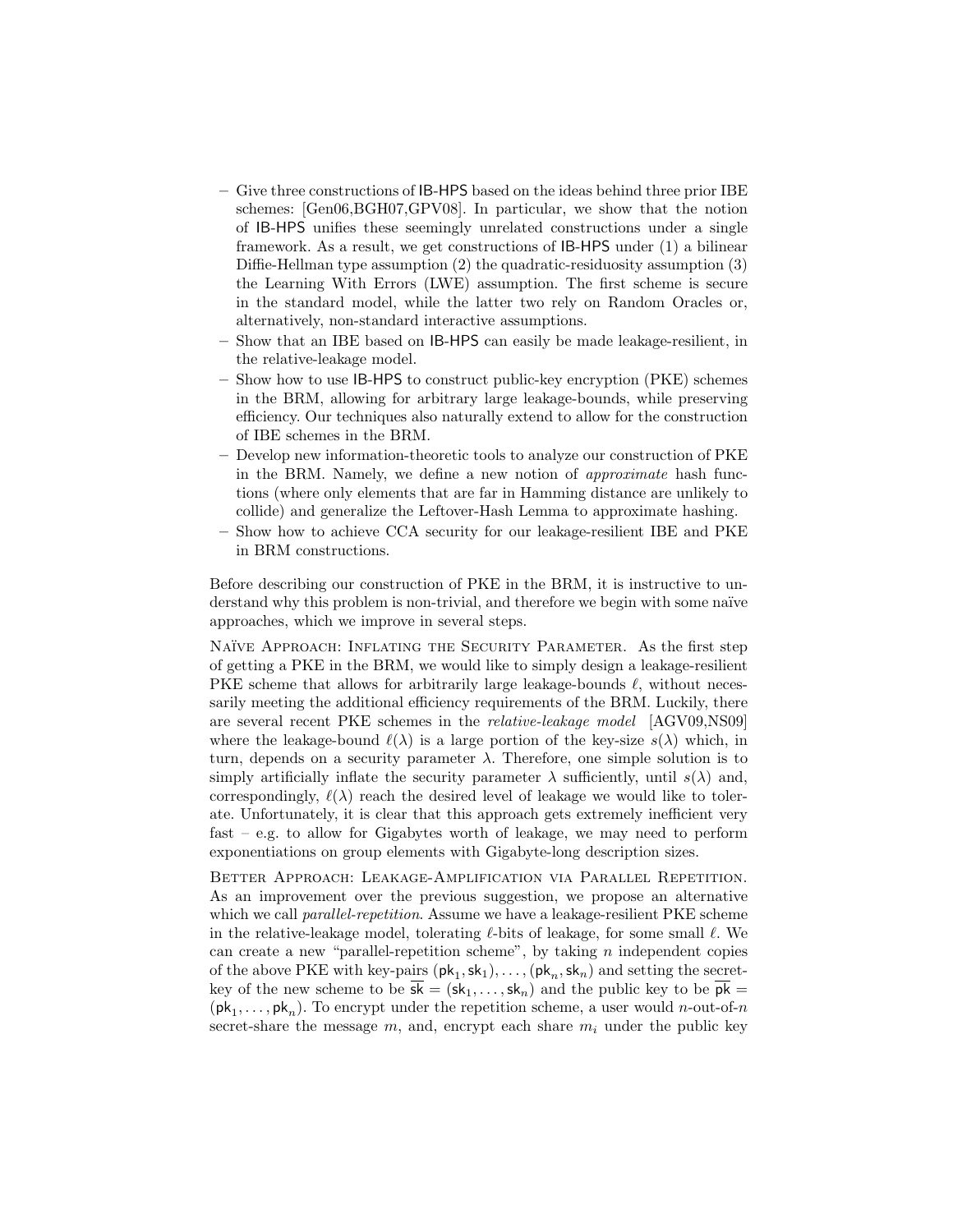- Give three constructions of IB-HPS based on the ideas behind three prior IBE schemes: [Gen06,BGH07,GPV08]. In particular, we show that the notion of IB-HPS unifies these seemingly unrelated constructions under a single framework. As a result, we get constructions of IB-HPS under (1) a bilinear Diffie-Hellman type assumption (2) the quadratic-residuosity assumption (3) the Learning With Errors (LWE) assumption. The first scheme is secure in the standard model, while the latter two rely on Random Oracles or, alternatively, non-standard interactive assumptions.
- Show that an IBE based on IB-HPS can easily be made leakage-resilient, in the relative-leakage model.
- Show how to use IB-HPS to construct public-key encryption (PKE) schemes in the BRM, allowing for arbitrary large leakage-bounds, while preserving efficiency. Our techniques also naturally extend to allow for the construction of IBE schemes in the BRM.
- Develop new information-theoretic tools to analyze our construction of PKE in the BRM. Namely, we define a new notion of *approximate* hash functions (where only elements that are far in Hamming distance are unlikely to collide) and generalize the Leftover-Hash Lemma to approximate hashing.
- Show how to achieve CCA security for our leakage-resilient IBE and PKE in BRM constructions.

Before describing our construction of PKE in the BRM, it is instructive to understand why this problem is non-trivial, and therefore we begin with some naïve approaches, which we improve in several steps.

Naïve Approach: Inflating the Security Parameter. As the first step of getting a PKE in the BRM, we would like to simply design a leakage-resilient PKE scheme that allows for arbitrarily large leakage-bounds $\ell$, without necessarily meeting the additional efficiency requirements of the BRM. Luckily, there are several recent PKE schemes in the *relative-leakage model* [AGV09,NS09] where the leakage-bound $\ell(\lambda)$ is a large portion of the key-size $s(\lambda)$ which, in turn, depends on a security parameter $\lambda$. Therefore, one simple solution is to simply artificially inflate the security parameter $\lambda$ sufficiently, until $s(\lambda)$ and, correspondingly, $\ell(\lambda)$ reach the desired level of leakage we would like to tolerate. Unfortunately, it is clear that this approach gets extremely inefficient very fast – e.g. to allow for Gigabytes worth of leakage, we may need to perform exponentiations on group elements with Gigabyte-long description sizes.

Better Approach: Leakage-Amplification via Parallel Repetition. As an improvement over the previous suggestion, we propose an alternative which we call *parallel-repetition*. Assume we have a leakage-resilient PKE scheme in the relative-leakage model, tolerating $\ell$-bits of leakage, for some small $\ell$. We can create a new "parallel-repetition scheme", by taking $n$ independent copies of the above PKE with key-pairs $(\mathsf{pk}_1, \mathsf{sk}_1), \ldots, (\mathsf{pk}_n, \mathsf{sk}_n)$ and setting the secret-key of the new scheme to be $\overline{\mathsf{sk}} = (\mathsf{sk}_1, \ldots, \mathsf{sk}_n)$ and the public key to be $\overline{\mathsf{pk}} = (\mathsf{pk}_1, \ldots, \mathsf{pk}_n)$. To encrypt under the repetition scheme, a user would $n$-out-of-$n$ secret-share the message $m$, and, encrypt each share $m_i$ under the public key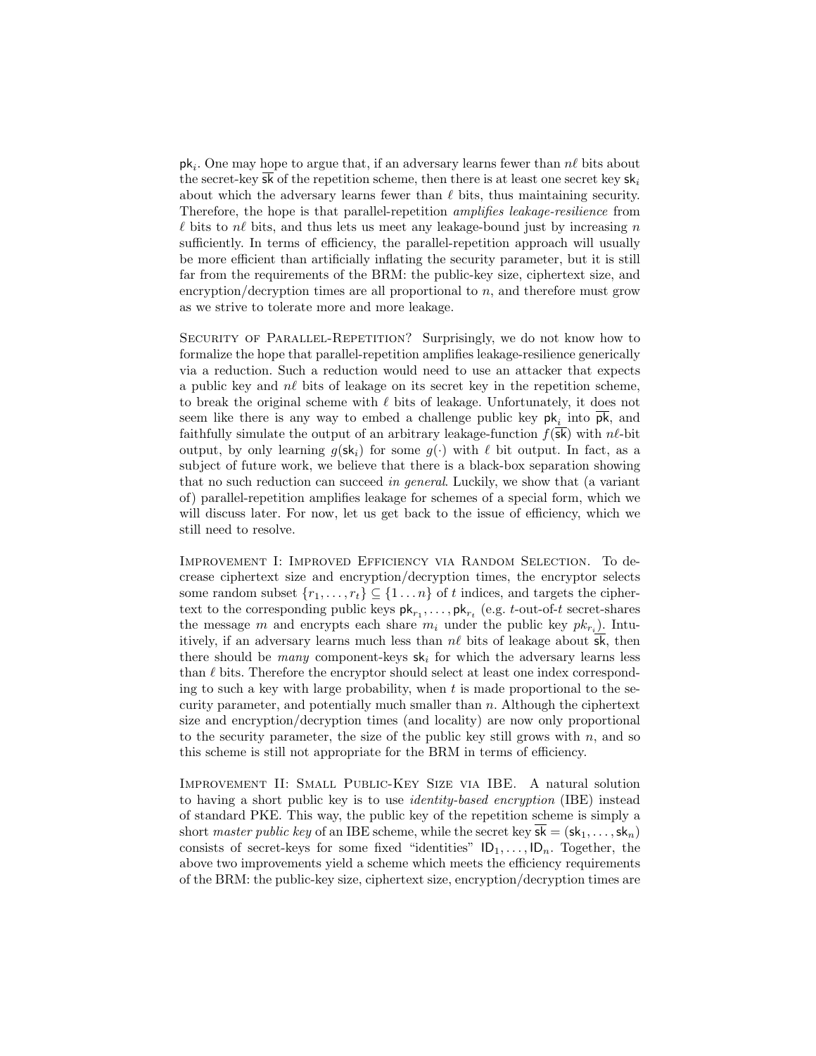$\mathsf{pk}_i$. One may hope to argue that, if an adversary learns fewer than $n\ell$ bits about the secret-key $\overline{\mathsf{sk}}$ of the repetition scheme, then there is at least one secret key $\mathsf{sk}_i$ about which the adversary learns fewer than $\ell$ bits, thus maintaining security. Therefore, the hope is that parallel-repetition *amplifies leakage-resilience* from $\ell$ bits to $n\ell$ bits, and thus lets us meet any leakage-bound just by increasing $n$ sufficiently. In terms of efficiency, the parallel-repetition approach will usually be more efficient than artificially inflating the security parameter, but it is still far from the requirements of the BRM: the public-key size, ciphertext size, and encryption/decryption times are all proportional to $n$, and therefore must grow as we strive to tolerate more and more leakage.

Security of Parallel-Repetition? Surprisingly, we do not know how to formalize the hope that parallel-repetition amplifies leakage-resilience generically via a reduction. Such a reduction would need to use an attacker that expects a public key and $n\ell$ bits of leakage on its secret key in the repetition scheme, to break the original scheme with $\ell$ bits of leakage. Unfortunately, it does not seem like there is any way to embed a challenge public key $\mathsf{pk}_i$ into $\overline{\mathsf{pk}}$, and faithfully simulate the output of an arbitrary leakage-function $f(\overline{\mathsf{sk}})$ with $n\ell$-bit output, by only learning $g(\mathsf{sk}_i)$ for some $g(\cdot)$ with $\ell$ bit output. In fact, as a subject of future work, we believe that there is a black-box separation showing that no such reduction can succeed *in general*. Luckily, we show that (a variant of) parallel-repetition amplifies leakage for schemes of a special form, which we will discuss later. For now, let us get back to the issue of efficiency, which we still need to resolve.

Improvement I: Improved Efficiency via Random Selection. To decrease ciphertext size and encryption/decryption times, the encryptor selects some random subset $\{r_1, \ldots, r_t\} \subseteq \{1 \ldots n\}$ of $t$ indices, and targets the ciphertext to the corresponding public keys $\mathsf{pk}_{r_1}, \ldots, \mathsf{pk}_{r_t}$ (e.g. $t$-out-of-$t$ secret-shares the message $m$ and encrypts each share $m_i$ under the public key $pk_{r_i}$). Intuitively, if an adversary learns much less than $n\ell$ bits of leakage about $\overline{\mathsf{sk}}$, then there should be *many* component-keys $\mathsf{sk}_i$ for which the adversary learns less than $\ell$ bits. Therefore the encryptor should select at least one index corresponding to such a key with large probability, when $t$ is made proportional to the security parameter, and potentially much smaller than $n$. Although the ciphertext size and encryption/decryption times (and locality) are now only proportional to the security parameter, the size of the public key still grows with $n$, and so this scheme is still not appropriate for the BRM in terms of efficiency.

Improvement II: Small Public-Key Size via IBE. A natural solution to having a short public key is to use *identity-based encryption* (IBE) instead of standard PKE. This way, the public key of the repetition scheme is simply a short *master public key* of an IBE scheme, while the secret key $\overline{\mathsf{sk}} = (\mathsf{sk}_1, \ldots, \mathsf{sk}_n)$ consists of secret-keys for some fixed "identities" $\mathsf{ID}_1, \ldots, \mathsf{ID}_n$. Together, the above two improvements yield a scheme which meets the efficiency requirements of the BRM: the public-key size, ciphertext size, encryption/decryption times are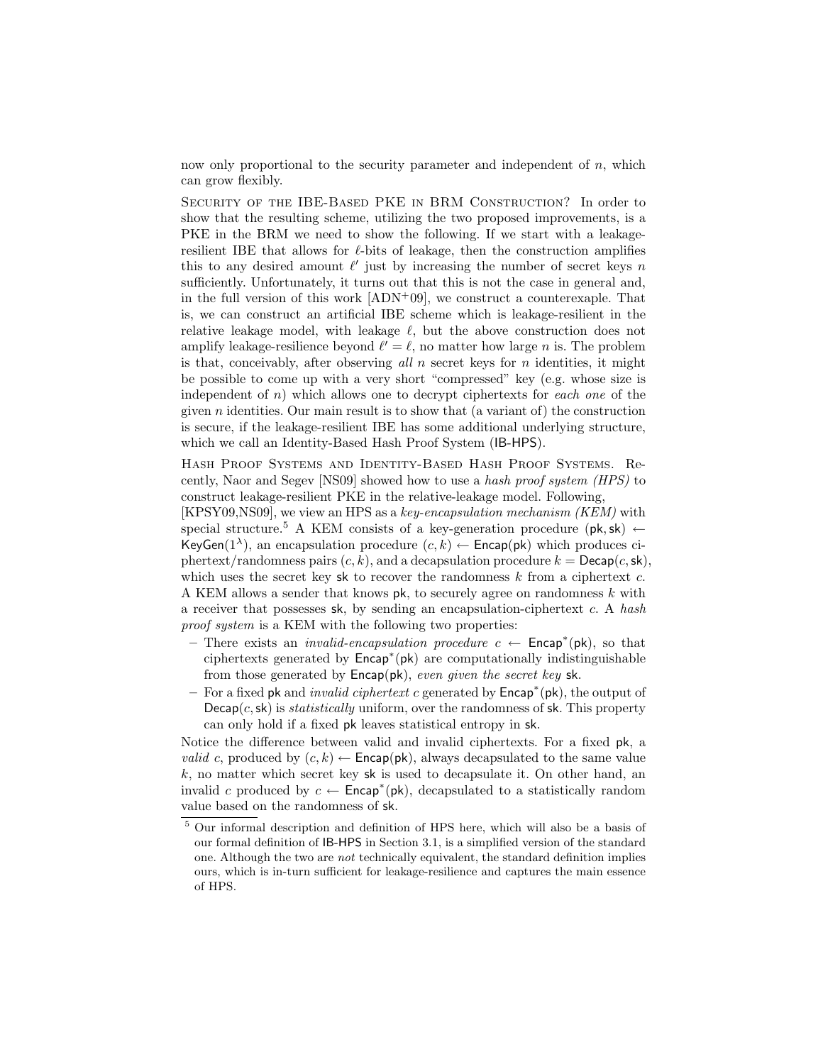now only proportional to the security parameter and independent of $n$, which can grow flexibly.

SECURITY OF THE IBE-BASED PKE IN BRM CONSTRUCTION? In order to show that the resulting scheme, utilizing the two proposed improvements, is a PKE in the BRM we need to show the following. If we start with a leakage-resilient IBE that allows for $\ell$-bits of leakage, then the construction amplifies this to any desired amount $\ell'$ just by increasing the number of secret keys $n$ sufficiently. Unfortunately, it turns out that this is not the case in general and, in the full version of this work [ADN+09], we construct a counterexaple. That is, we can construct an artificial IBE scheme which is leakage-resilient in the relative leakage model, with leakage $\ell$, but the above construction does not amplify leakage-resilience beyond $\ell' = \ell$, no matter how large $n$ is. The problem is that, conceivably, after observing *all* $n$ secret keys for $n$ identities, it might be possible to come up with a very short "compressed" key (e.g. whose size is independent of $n$) which allows one to decrypt ciphertexts for *each one* of the given $n$ identities. Our main result is to show that (a variant of) the construction is secure, if the leakage-resilient IBE has some additional underlying structure, which we call an Identity-Based Hash Proof System (IB-HPS).

HASH PROOF SYSTEMS AND IDENTITY-BASED HASH PROOF SYSTEMS. Recently, Naor and Segev [NS09] showed how to use a *hash proof system (HPS)* to construct leakage-resilient PKE in the relative-leakage model. Following, [KPSY09,NS09], we view an HPS as a *key-encapsulation mechanism (KEM)* with special structure.[5] A KEM consists of a key-generation procedure $(\mathsf{pk}, \mathsf{sk}) \leftarrow \mathsf{KeyGen}(1^\lambda)$, an encapsulation procedure $(c, k) \leftarrow \mathsf{Encap}(\mathsf{pk})$ which produces ciphertext/randomness pairs $(c, k)$, and a decapsulation procedure $k = \mathsf{Decap}(c, \mathsf{sk})$, which uses the secret key $\mathsf{sk}$ to recover the randomness $k$ from a ciphertext $c$. A KEM allows a sender that knows $\mathsf{pk}$, to securely agree on randomness $k$ with a receiver that possesses $\mathsf{sk}$, by sending an encapsulation-ciphertext $c$. A *hash proof system* is a KEM with the following two properties:

- There exists an *invalid-encapsulation procedure* $c \leftarrow \mathsf{Encap}^*(\mathsf{pk})$, so that ciphertexts generated by $\mathsf{Encap}^*(\mathsf{pk})$ are computationally indistinguishable from those generated by $\mathsf{Encap}(\mathsf{pk})$, *even given the secret key* $\mathsf{sk}$.
- For a fixed $\mathsf{pk}$ and *invalid ciphertext* $c$ generated by $\mathsf{Encap}^*(\mathsf{pk})$, the output of $\mathsf{Decap}(c, \mathsf{sk})$ is *statistically* uniform, over the randomness of $\mathsf{sk}$. This property can only hold if a fixed $\mathsf{pk}$ leaves statistical entropy in $\mathsf{sk}$.

Notice the difference between valid and invalid ciphertexts. For a fixed $\mathsf{pk}$, a *valid* $c$, produced by $(c, k) \leftarrow \mathsf{Encap}(\mathsf{pk})$, always decapsulated to the same value $k$, no matter which secret key $\mathsf{sk}$ is used to decapsulate it. On other hand, an invalid $c$ produced by $c \leftarrow \mathsf{Encap}^*(\mathsf{pk})$, decapsulated to a statistically random value based on the randomness of $\mathsf{sk}$.

[5] Our informal description and definition of HPS here, which will also be a basis of our formal definition of IB-HPS in Section 3.1, is a simplified version of the standard one. Although the two are *not* technically equivalent, the standard definition implies ours, which is in-turn sufficient for leakage-resilience and captures the main essence of HPS.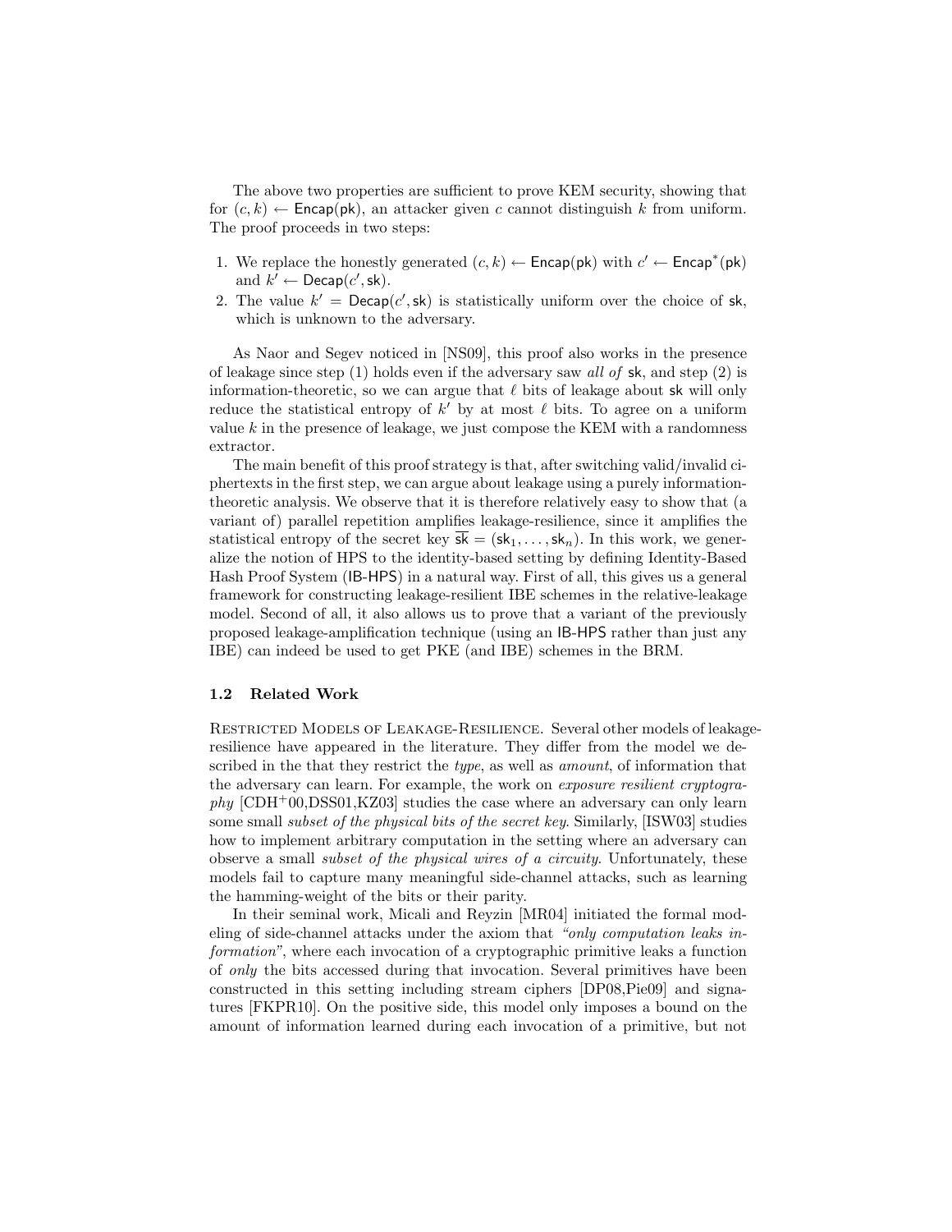The above two properties are sufficient to prove KEM security, showing that for $(c, k) \leftarrow \mathsf{Encap}(\mathsf{pk})$, an attacker given $c$ cannot distinguish $k$ from uniform. The proof proceeds in two steps:

1. We replace the honestly generated $(c, k) \leftarrow \mathsf{Encap}(\mathsf{pk})$ with $c' \leftarrow \mathsf{Encap}^*(\mathsf{pk})$ and $k' \leftarrow \mathsf{Decap}(c', \mathsf{sk})$.
2. The value $k' = \mathsf{Decap}(c', \mathsf{sk})$ is statistically uniform over the choice of $\mathsf{sk}$, which is unknown to the adversary.

As Naor and Segev noticed in [NS09], this proof also works in the presence of leakage since step (1) holds even if the adversary saw *all of* $\mathsf{sk}$, and step (2) is information-theoretic, so we can argue that $\ell$ bits of leakage about $\mathsf{sk}$ will only reduce the statistical entropy of $k'$ by at most $\ell$ bits. To agree on a uniform value $k$ in the presence of leakage, we just compose the KEM with a randomness extractor.

The main benefit of this proof strategy is that, after switching valid/invalid ciphertexts in the first step, we can argue about leakage using a purely information-theoretic analysis. We observe that it is therefore relatively easy to show that (a variant of) parallel repetition amplifies leakage-resilience, since it amplifies the statistical entropy of the secret key $\overline{\mathsf{sk}} = (\mathsf{sk}_1, \ldots, \mathsf{sk}_n)$. In this work, we generalize the notion of HPS to the identity-based setting by defining Identity-Based Hash Proof System (IB-HPS) in a natural way. First of all, this gives us a general framework for constructing leakage-resilient IBE schemes in the relative-leakage model. Second of all, it also allows us to prove that a variant of the previously proposed leakage-amplification technique (using an IB-HPS rather than just any IBE) can indeed be used to get PKE (and IBE) schemes in the BRM.

### 1.2 Related Work

Restricted Models of Leakage-Resilience. Several other models of leakage-resilience have appeared in the literature. They differ from the model we described in the that they restrict the *type*, as well as *amount*, of information that the adversary can learn. For example, the work on *exposure resilient cryptography* [CDH+00,DSS01,KZ03] studies the case where an adversary can only learn some small *subset of the physical bits of the secret key*. Similarly, [ISW03] studies how to implement arbitrary computation in the setting where an adversary can observe a small *subset of the physical wires of a circuity*. Unfortunately, these models fail to capture many meaningful side-channel attacks, such as learning the hamming-weight of the bits or their parity.

In their seminal work, Micali and Reyzin [MR04] initiated the formal modeling of side-channel attacks under the axiom that *"only computation leaks information"*, where each invocation of a cryptographic primitive leaks a function of *only* the bits accessed during that invocation. Several primitives have been constructed in this setting including stream ciphers [DP08,Pie09] and signatures [FKPR10]. On the positive side, this model only imposes a bound on the amount of information learned during each invocation of a primitive, but not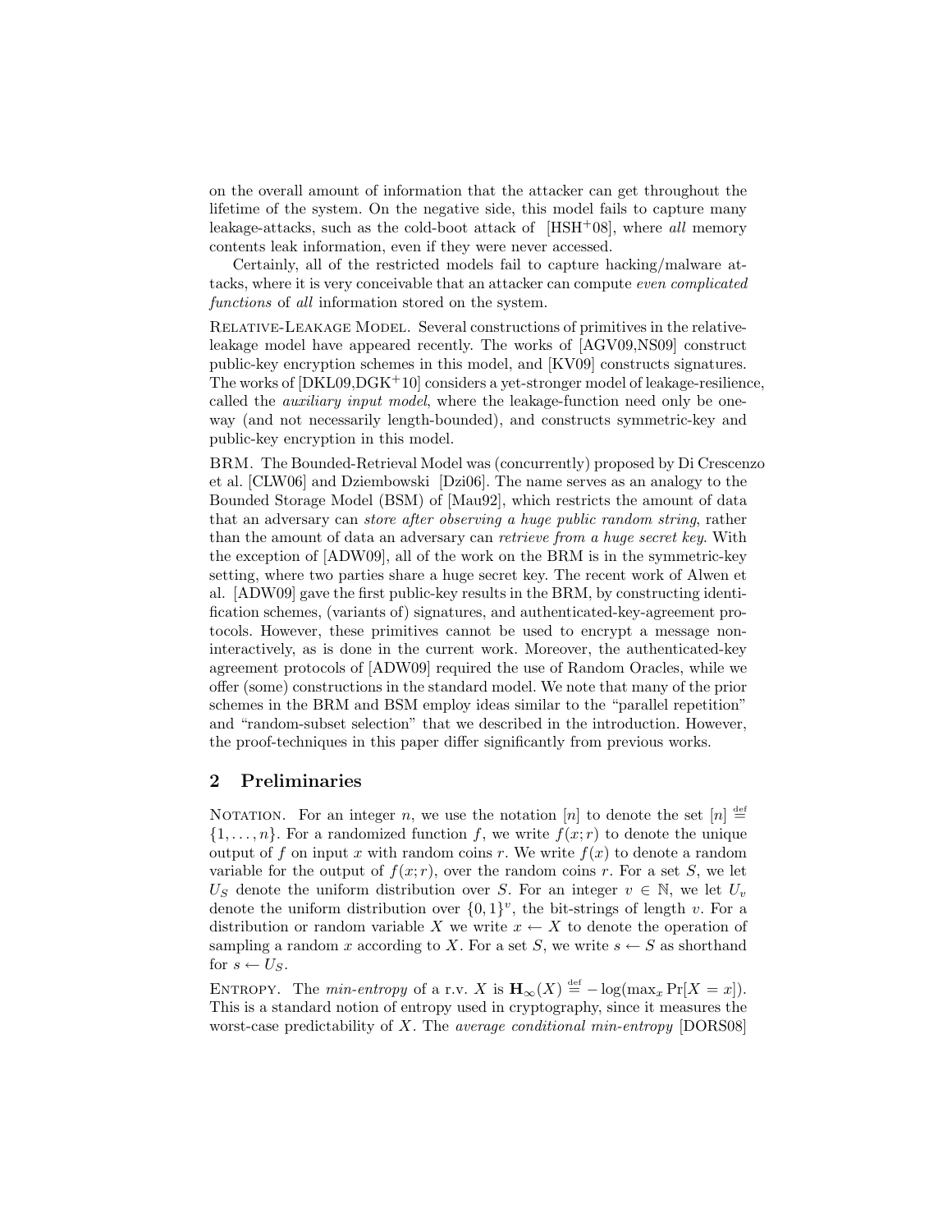on the overall amount of information that the attacker can get throughout the lifetime of the system. On the negative side, this model fails to capture many leakage-attacks, such as the cold-boot attack of [HSH+08], where *all* memory contents leak information, even if they were never accessed.

Certainly, all of the restricted models fail to capture hacking/malware attacks, where it is very conceivable that an attacker can compute *even complicated functions* of *all* information stored on the system.

Relative-Leakage Model. Several constructions of primitives in the relative-leakage model have appeared recently. The works of [AGV09,NS09] construct public-key encryption schemes in this model, and [KV09] constructs signatures. The works of [DKL09,DGK+10] considers a yet-stronger model of leakage-resilience, called the *auxiliary input model*, where the leakage-function need only be one-way (and not necessarily length-bounded), and constructs symmetric-key and public-key encryption in this model.

BRM. The Bounded-Retrieval Model was (concurrently) proposed by Di Crescenzo et al. [CLW06] and Dziembowski [Dzi06]. The name serves as an analogy to the Bounded Storage Model (BSM) of [Mau92], which restricts the amount of data that an adversary can *store after observing a huge public random string*, rather than the amount of data an adversary can *retrieve from a huge secret key*. With the exception of [ADW09], all of the work on the BRM is in the symmetric-key setting, where two parties share a huge secret key. The recent work of Alwen et al. [ADW09] gave the first public-key results in the BRM, by constructing identification schemes, (variants of) signatures, and authenticated-key-agreement protocols. However, these primitives cannot be used to encrypt a message non-interactively, as is done in the current work. Moreover, the authenticated-key agreement protocols of [ADW09] required the use of Random Oracles, while we offer (some) constructions in the standard model. We note that many of the prior schemes in the BRM and BSM employ ideas similar to the "parallel repetition" and "random-subset selection" that we described in the introduction. However, the proof-techniques in this paper differ significantly from previous works.

## 2 Preliminaries

Notation. For an integer $n$, we use the notation $[n]$ to denote the set $[n] \stackrel{\text{def}}{=} \{1, \ldots, n\}$. For a randomized function $f$, we write $f(x; r)$ to denote the unique output of $f$ on input $x$ with random coins $r$. We write $f(x)$ to denote a random variable for the output of $f(x; r)$, over the random coins $r$. For a set $S$, we let $U_S$ denote the uniform distribution over $S$. For an integer $v \in \mathbb{N}$, we let $U_v$ denote the uniform distribution over $\{0,1\}^v$, the bit-strings of length $v$. For a distribution or random variable $X$ we write $x \leftarrow X$ to denote the operation of sampling a random $x$ according to $X$. For a set $S$, we write $s \leftarrow S$ as shorthand for $s \leftarrow U_S$.

Entropy. The *min-entropy* of a r.v. $X$ is $\mathbf{H}_\infty(X) \stackrel{\text{def}}{=} -\log(\max_x \Pr[X = x])$. This is a standard notion of entropy used in cryptography, since it measures the worst-case predictability of $X$. The *average conditional min-entropy* [DORS08]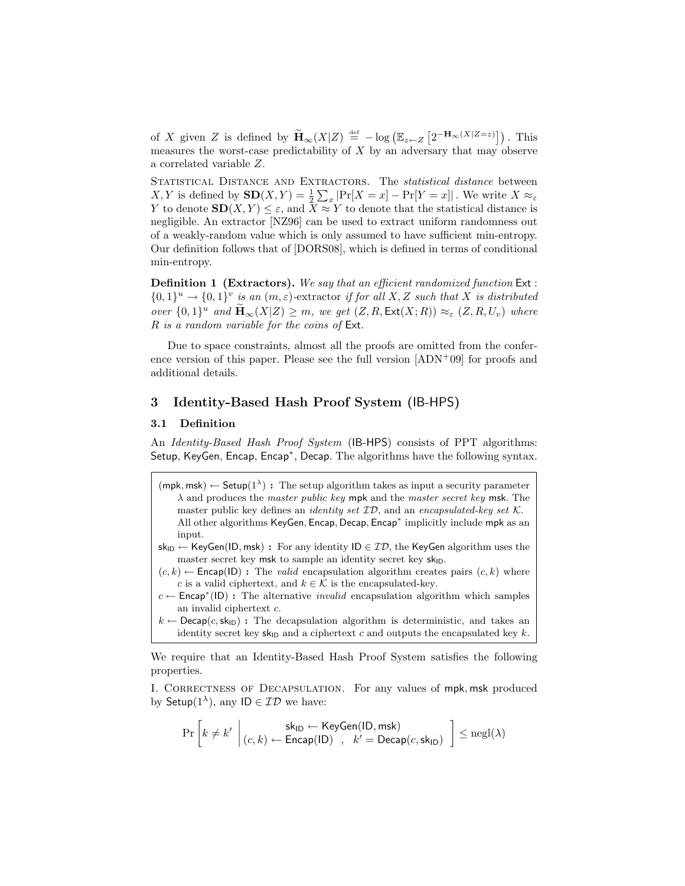of $X$ given $Z$ is defined by $\widetilde{\mathbf{H}}_\infty(X|Z) \stackrel{\text{def}}{=} -\log\left(\mathbb{E}_{z\leftarrow Z}\left[2^{-\mathbf{H}_\infty(X|Z=z)}\right]\right)$. This measures the worst-case predictability of $X$ by an adversary that may observe a correlated variable $Z$.

Statistical Distance and Extractors. The *statistical distance* between $X, Y$ is defined by $\mathbf{SD}(X,Y) = \frac{1}{2}\sum_x |\Pr[X=x] - \Pr[Y=x]|$. We write $X \approx_\varepsilon Y$ to denote $\mathbf{SD}(X,Y) \leq \varepsilon$, and $X \approx Y$ to denote that the statistical distance is negligible. An extractor [NZ96] can be used to extract uniform randomness out of a weakly-random value which is only assumed to have sufficient min-entropy. Our definition follows that of [DORS08], which is defined in terms of conditional min-entropy.

**Definition 1 (Extractors).** *We say that an efficient randomized function* $\mathsf{Ext} : \{0,1\}^u \to \{0,1\}^v$ *is an* $(m,\varepsilon)$-extractor *if for all* $X, Z$ *such that* $X$ *is distributed over* $\{0,1\}^u$ *and* $\widetilde{\mathbf{H}}_\infty(X|Z) \geq m$, *we get* $(Z, R, \mathsf{Ext}(X;R)) \approx_\varepsilon (Z, R, U_v)$ *where* $R$ *is a random variable for the coins of* $\mathsf{Ext}$.

Due to space constraints, almost all the proofs are omitted from the conference version of this paper. Please see the full version [ADN[+]09] for proofs and additional details.

## 3 Identity-Based Hash Proof System (IB-HPS)

### 3.1 Definition

An *Identity-Based Hash Proof System* (IB-HPS) consists of PPT algorithms: Setup, KeyGen, Encap, Encap*, Decap. The algorithms have the following syntax.

$(\mathsf{mpk}, \mathsf{msk}) \leftarrow \mathsf{Setup}(1^\lambda)$ **:** The setup algorithm takes as input a security parameter $\lambda$ and produces the *master public key* mpk and the *master secret key* msk. The master public key defines an *identity set* $\mathcal{ID}$, and an *encapsulated-key set* $\mathcal{K}$. All other algorithms KeyGen, Encap, Decap, Encap* implicitly include mpk as an input.

$\mathsf{sk}_{\mathsf{ID}} \leftarrow \mathsf{KeyGen}(\mathsf{ID}, \mathsf{msk})$ **:** For any identity $\mathsf{ID} \in \mathcal{ID}$, the KeyGen algorithm uses the master secret key msk to sample an identity secret key $\mathsf{sk}_{\mathsf{ID}}$.

$(c, k) \leftarrow \mathsf{Encap}(\mathsf{ID})$ **:** The *valid* encapsulation algorithm creates pairs $(c,k)$ where $c$ is a valid ciphertext, and $k \in \mathcal{K}$ is the encapsulated-key.

$c \leftarrow \mathsf{Encap}^*(\mathsf{ID})$ **:** The alternative *invalid* encapsulation algorithm which samples an invalid ciphertext $c$.

$k \leftarrow \mathsf{Decap}(c, \mathsf{sk}_{\mathsf{ID}})$ **:** The decapsulation algorithm is deterministic, and takes an identity secret key $\mathsf{sk}_{\mathsf{ID}}$ and a ciphertext $c$ and outputs the encapsulated key $k$.

We require that an Identity-Based Hash Proof System satisfies the following properties.

I. Correctness of Decapsulation. For any values of mpk, msk produced by $\mathsf{Setup}(1^\lambda)$, any $\mathsf{ID} \in \mathcal{ID}$ we have:

$$\Pr\left[k \neq k' \;\middle|\; \begin{array}{c} \mathsf{sk}_{\mathsf{ID}} \leftarrow \mathsf{KeyGen}(\mathsf{ID}, \mathsf{msk}) \\ (c,k) \leftarrow \mathsf{Encap}(\mathsf{ID}) \quad , \quad k' = \mathsf{Decap}(c, \mathsf{sk}_{\mathsf{ID}}) \end{array}\right] \leq \mathrm{negl}(\lambda)$$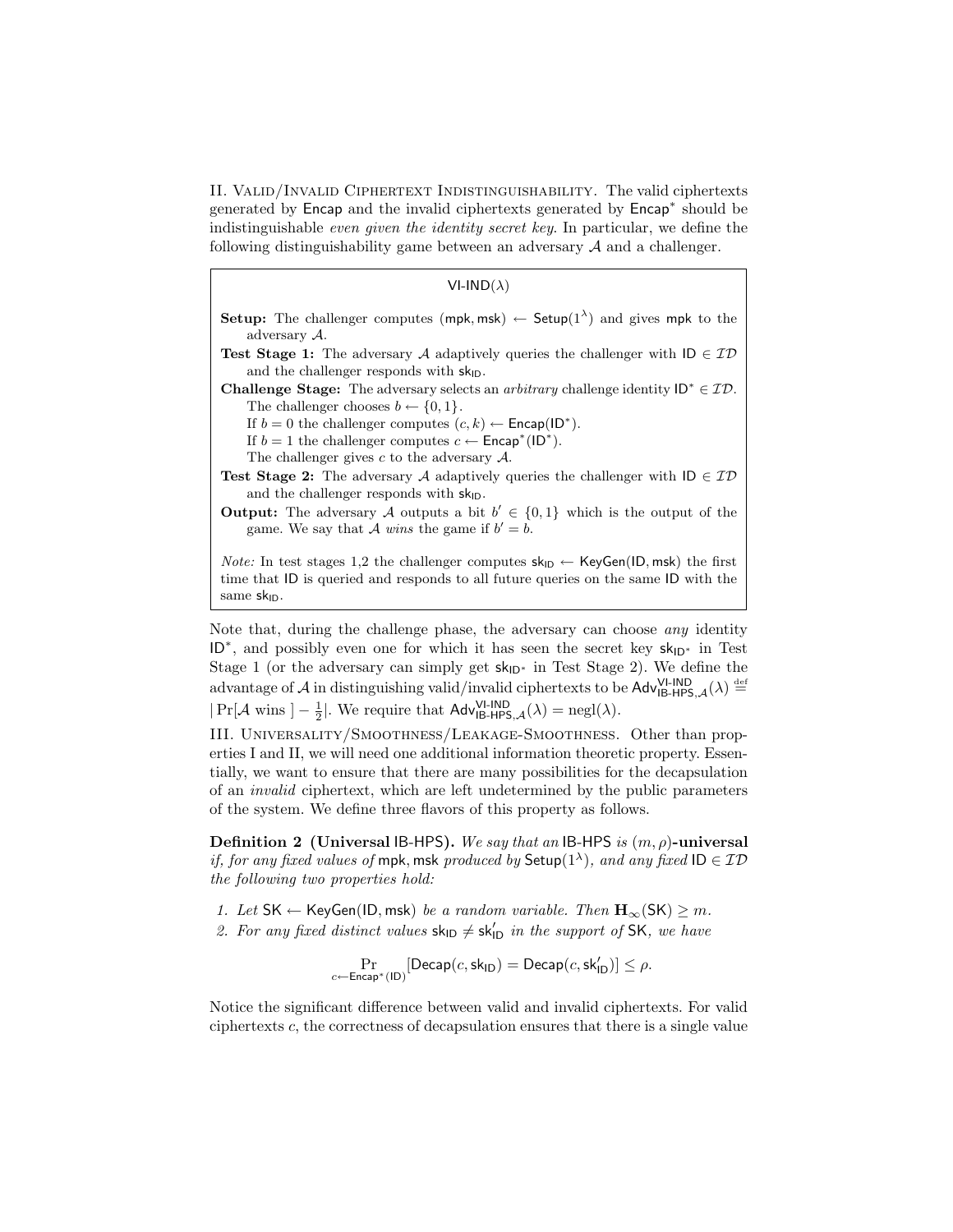II. Valid/Invalid Ciphertext Indistinguishability. The valid ciphertexts generated by $\mathsf{Encap}$ and the invalid ciphertexts generated by $\mathsf{Encap}^*$ should be indistinguishable *even given the identity secret key*. In particular, we define the following distinguishability game between an adversary $\mathcal{A}$ and a challenger.

> $\mathsf{VI\text{-}IND}(\lambda)$
>
> **Setup:** The challenger computes $(\mathsf{mpk}, \mathsf{msk}) \leftarrow \mathsf{Setup}(1^\lambda)$ and gives $\mathsf{mpk}$ to the adversary $\mathcal{A}$.
>
> **Test Stage 1:** The adversary $\mathcal{A}$ adaptively queries the challenger with $\mathsf{ID} \in \mathcal{ID}$ and the challenger responds with $\mathsf{sk_{ID}}$.
>
> **Challenge Stage:** The adversary selects an *arbitrary* challenge identity $\mathsf{ID}^* \in \mathcal{ID}$. The challenger chooses $b \leftarrow \{0, 1\}$.
> If $b = 0$ the challenger computes $(c, k) \leftarrow \mathsf{Encap}(\mathsf{ID}^*)$.
> If $b = 1$ the challenger computes $c \leftarrow \mathsf{Encap}^*(\mathsf{ID}^*)$.
> The challenger gives $c$ to the adversary $\mathcal{A}$.
>
> **Test Stage 2:** The adversary $\mathcal{A}$ adaptively queries the challenger with $\mathsf{ID} \in \mathcal{ID}$ and the challenger responds with $\mathsf{sk_{ID}}$.
>
> **Output:** The adversary $\mathcal{A}$ outputs a bit $b' \in \{0, 1\}$ which is the output of the game. We say that $\mathcal{A}$ *wins* the game if $b' = b$.
>
> *Note:* In test stages 1,2 the challenger computes $\mathsf{sk_{ID}} \leftarrow \mathsf{KeyGen}(\mathsf{ID}, \mathsf{msk})$ the first time that $\mathsf{ID}$ is queried and responds to all future queries on the same $\mathsf{ID}$ with the same $\mathsf{sk_{ID}}$.

Note that, during the challenge phase, the adversary can choose *any* identity $\mathsf{ID}^*$, and possibly even one for which it has seen the secret key $\mathsf{sk}_{\mathsf{ID}^*}$ in Test Stage 1 (or the adversary can simply get $\mathsf{sk}_{\mathsf{ID}^*}$ in Test Stage 2). We define the advantage of $\mathcal{A}$ in distinguishing valid/invalid ciphertexts to be $\mathsf{Adv}^{\mathsf{VI\text{-}IND}}_{\mathsf{IB\text{-}HPS},\mathcal{A}}(\lambda) \stackrel{\text{def}}{=} |\Pr[\mathcal{A} \text{ wins }] - \frac{1}{2}|$. We require that $\mathsf{Adv}^{\mathsf{VI\text{-}IND}}_{\mathsf{IB\text{-}HPS},\mathcal{A}}(\lambda) = \mathrm{negl}(\lambda)$.

III. Universality/Smoothness/Leakage-Smoothness. Other than properties I and II, we will need one additional information theoretic property. Essentially, we want to ensure that there are many possibilities for the decapsulation of an *invalid* ciphertext, which are left undetermined by the public parameters of the system. We define three flavors of this property as follows.

**Definition 2 (Universal IB-HPS).** *We say that an IB-HPS is $(m, \rho)$-**universal** if, for any fixed values of $\mathsf{mpk}, \mathsf{msk}$ produced by $\mathsf{Setup}(1^\lambda)$, and any fixed $\mathsf{ID} \in \mathcal{ID}$ the following two properties hold:*

1. *Let $\mathsf{SK} \leftarrow \mathsf{KeyGen}(\mathsf{ID}, \mathsf{msk})$ be a random variable. Then $\mathbf{H}_\infty(\mathsf{SK}) \geq m$.*
2. *For any fixed distinct values $\mathsf{sk_{ID}} \neq \mathsf{sk}'_{\mathsf{ID}}$ in the support of $\mathsf{SK}$, we have*

$$\Pr_{c \leftarrow \mathsf{Encap}^*(\mathsf{ID})}[\mathsf{Decap}(c, \mathsf{sk_{ID}}) = \mathsf{Decap}(c, \mathsf{sk}'_{\mathsf{ID}})] \leq \rho.$$

Notice the significant difference between valid and invalid ciphertexts. For valid ciphertexts $c$, the correctness of decapsulation ensures that there is a single value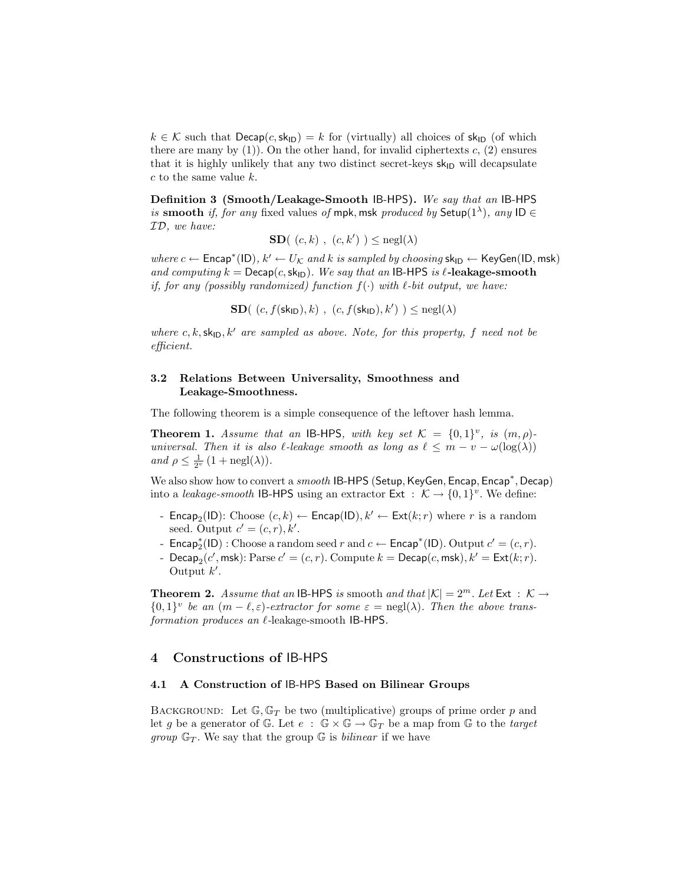$k \in \mathcal{K}$ such that $\mathsf{Decap}(c, \mathsf{sk}_{\mathsf{ID}}) = k$ for (virtually) all choices of $\mathsf{sk}_{\mathsf{ID}}$ (of which there are many by (1)). On the other hand, for invalid ciphertexts $c$, (2) ensures that it is highly unlikely that any two distinct secret-keys $\mathsf{sk}_{\mathsf{ID}}$ will decapsulate $c$ to the same value $k$.

**Definition 3 (Smooth/Leakage-Smooth IB-HPS).** *We say that an* IB-HPS *is* **smooth** *if, for any* fixed values *of* mpk, msk *produced by* $\mathsf{Setup}(1^\lambda)$*, any* $\mathsf{ID} \in \mathcal{ID}$*, we have:*

$$\mathbf{SD}(\ (c, k)\ ,\ (c, k')\ ) \leq \mathrm{negl}(\lambda)$$

*where* $c \leftarrow \mathsf{Encap}^*(\mathsf{ID})$*,* $k' \leftarrow U_{\mathcal{K}}$ *and* $k$ *is sampled by choosing* $\mathsf{sk}_{\mathsf{ID}} \leftarrow \mathsf{KeyGen}(\mathsf{ID}, \mathsf{msk})$ *and computing* $k = \mathsf{Decap}(c, \mathsf{sk}_{\mathsf{ID}})$*. We say that an* IB-HPS *is* $\ell$**-leakage-smooth** *if, for any (possibly randomized) function* $f(\cdot)$ *with* $\ell$*-bit output, we have:*

$$\mathbf{SD}(\ (c, f(\mathsf{sk}_{\mathsf{ID}}), k)\ ,\ (c, f(\mathsf{sk}_{\mathsf{ID}}), k')\ ) \leq \mathrm{negl}(\lambda)$$

*where* $c, k, \mathsf{sk}_{\mathsf{ID}}, k'$ *are sampled as above. Note, for this property,* $f$ *need not be efficient.*

### 3.2 Relations Between Universality, Smoothness and Leakage-Smoothness.

The following theorem is a simple consequence of the leftover hash lemma.

**Theorem 1.** *Assume that an* IB-HPS*, with key set* $\mathcal{K} = \{0,1\}^v$*, is* $(m, \rho)$*-universal. Then it is also* $\ell$*-leakage smooth as long as* $\ell \leq m - v - \omega(\log(\lambda))$ *and* $\rho \leq \frac{1}{2^v}(1 + \mathrm{negl}(\lambda))$*.*

We also show how to convert a *smooth* IB-HPS (Setup, KeyGen, Encap, Encap$^*$, Decap) into a *leakage-smooth* IB-HPS using an extractor $\mathsf{Ext} : \mathcal{K} \rightarrow \{0,1\}^v$. We define:

- $\mathsf{Encap}_2(\mathsf{ID})$: Choose $(c, k) \leftarrow \mathsf{Encap}(\mathsf{ID})$, $k' \leftarrow \mathsf{Ext}(k; r)$ where $r$ is a random seed. Output $c' = (c, r), k'$.
- $\mathsf{Encap}^*_2(\mathsf{ID})$ : Choose a random seed $r$ and $c \leftarrow \mathsf{Encap}^*(\mathsf{ID})$. Output $c' = (c, r)$.
- $\mathsf{Decap}_2(c', \mathsf{msk})$: Parse $c' = (c, r)$. Compute $k = \mathsf{Decap}(c, \mathsf{msk})$, $k' = \mathsf{Ext}(k; r)$. Output $k'$.

**Theorem 2.** *Assume that an* IB-HPS *is* smooth *and that* $|\mathcal{K}| = 2^m$*. Let* $\mathsf{Ext} : \mathcal{K} \rightarrow \{0,1\}^v$ *be an* $(m - \ell, \varepsilon)$*-extractor for some* $\varepsilon = \mathrm{negl}(\lambda)$*. Then the above transformation produces an* $\ell$*-leakage-smooth* IB-HPS*.*

## 4 Constructions of IB-HPS

### 4.1 A Construction of IB-HPS Based on Bilinear Groups

Background: Let $\mathbb{G}, \mathbb{G}_T$ be two (multiplicative) groups of prime order $p$ and let $g$ be a generator of $\mathbb{G}$. Let $e : \mathbb{G} \times \mathbb{G} \rightarrow \mathbb{G}_T$ be a map from $\mathbb{G}$ to the *target group* $\mathbb{G}_T$. We say that the group $\mathbb{G}$ is *bilinear* if we have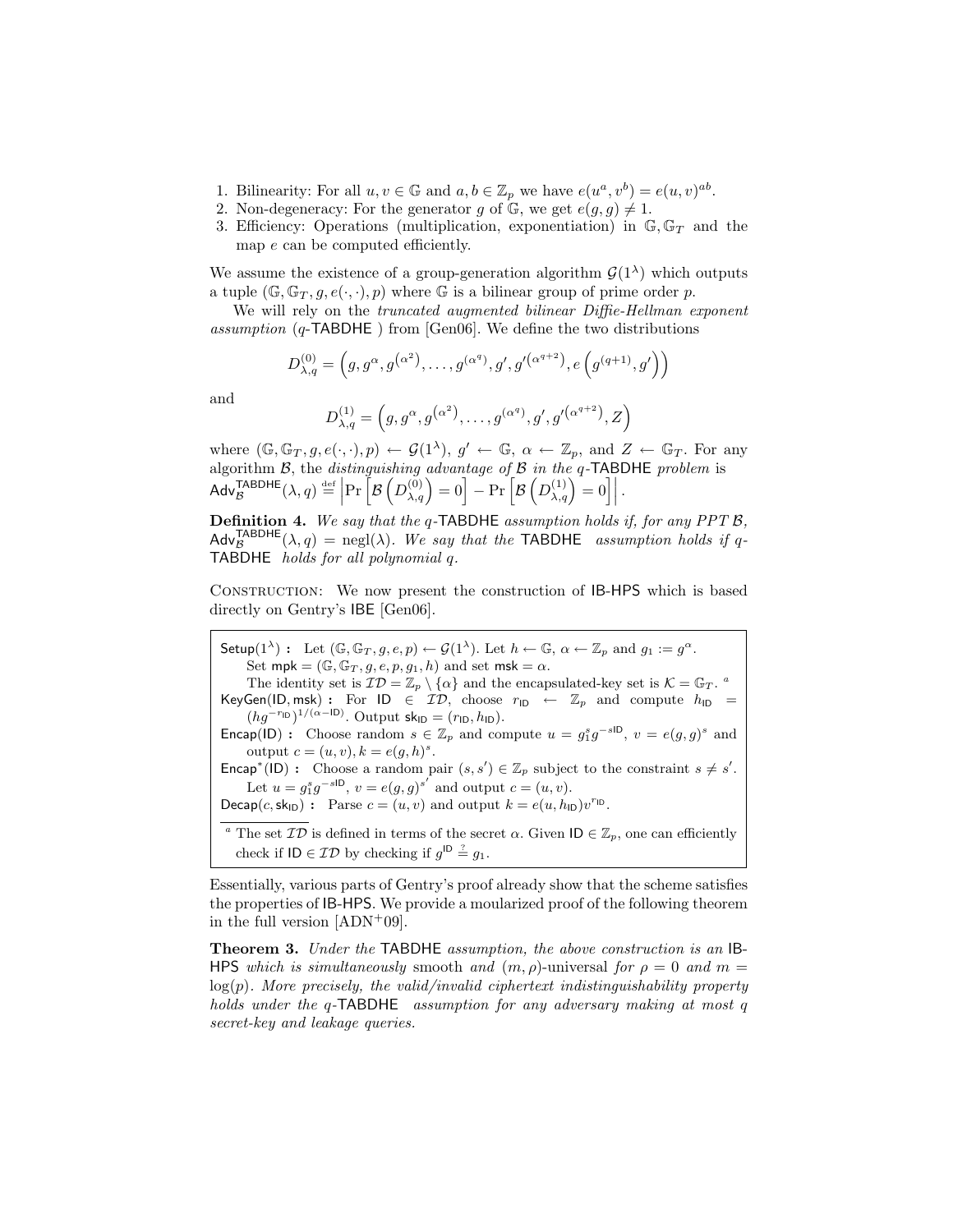1. Bilinearity: For all $u, v \in \mathbb{G}$ and $a, b \in \mathbb{Z}_p$ we have $e(u^a, v^b) = e(u, v)^{ab}$.
2. Non-degeneracy: For the generator $g$ of $\mathbb{G}$, we get $e(g, g) \neq 1$.
3. Efficiency: Operations (multiplication, exponentiation) in $\mathbb{G}, \mathbb{G}_T$ and the map $e$ can be computed efficiently.

We assume the existence of a group-generation algorithm $\mathcal{G}(1^\lambda)$ which outputs a tuple $(\mathbb{G}, \mathbb{G}_T, g, e(\cdot,\cdot), p)$ where $\mathbb{G}$ is a bilinear group of prime order $p$.

We will rely on the *truncated augmented bilinear Diffie-Hellman exponent assumption* ($q$-$\mathsf{TABDHE}$ ) from [Gen06]. We define the two distributions

$$D^{(0)}_{\lambda,q} = \left(g, g^{\alpha}, g^{(\alpha^2)}, \ldots, g^{(\alpha^q)}, g', g'^{(\alpha^{q+2})}, e\left(g^{(q+1)}, g'\right)\right)$$

and

$$D^{(1)}_{\lambda,q} = \left(g, g^{\alpha}, g^{(\alpha^2)}, \ldots, g^{(\alpha^q)}, g', g'^{(\alpha^{q+2})}, Z\right)$$

where $(\mathbb{G}, \mathbb{G}_T, g, e(\cdot,\cdot), p) \leftarrow \mathcal{G}(1^\lambda)$, $g' \leftarrow \mathbb{G}$, $\alpha \leftarrow \mathbb{Z}_p$, and $Z \leftarrow \mathbb{G}_T$. For any algorithm $\mathcal{B}$, the *distinguishing advantage of $\mathcal{B}$ in the $q$-$\mathsf{TABDHE}$ problem* is $\mathsf{Adv}^{\mathsf{TABDHE}}_{\mathcal{B}}(\lambda, q) \stackrel{\text{def}}{=} \left|\Pr\left[\mathcal{B}\left(D^{(0)}_{\lambda,q}\right) = 0\right] - \Pr\left[\mathcal{B}\left(D^{(1)}_{\lambda,q}\right) = 0\right]\right|$.

**Definition 4.** *We say that the $q$-$\mathsf{TABDHE}$ assumption holds if, for any PPT $\mathcal{B}$, $\mathsf{Adv}^{\mathsf{TABDHE}}_{\mathcal{B}}(\lambda, q) = \mathrm{negl}(\lambda)$. We say that the $\mathsf{TABDHE}$ assumption holds if $q$-$\mathsf{TABDHE}$ holds for all polynomial $q$.*

Construction: We now present the construction of $\mathsf{IB\text{-}HPS}$ which is based directly on Gentry's $\mathsf{IBE}$ [Gen06].

> $\mathsf{Setup}(1^\lambda)$ **:** Let $(\mathbb{G}, \mathbb{G}_T, g, e, p) \leftarrow \mathcal{G}(1^\lambda)$. Let $h \leftarrow \mathbb{G}$, $\alpha \leftarrow \mathbb{Z}_p$ and $g_1 := g^\alpha$.
> Set $\mathsf{mpk} = (\mathbb{G}, \mathbb{G}_T, g, e, p, g_1, h)$ and set $\mathsf{msk} = \alpha$.
> The identity set is $\mathcal{ID} = \mathbb{Z}_p \setminus \{\alpha\}$ and the encapsulated-key set is $\mathcal{K} = \mathbb{G}_T$. [a]
>
> $\mathsf{KeyGen}(\mathsf{ID}, \mathsf{msk})$ **:** For $\mathsf{ID} \in \mathcal{ID}$, choose $r_{\mathsf{ID}} \leftarrow \mathbb{Z}_p$ and compute $h_{\mathsf{ID}} = (hg^{-r_{\mathsf{ID}}})^{1/(\alpha - \mathsf{ID})}$. Output $\mathsf{sk}_{\mathsf{ID}} = (r_{\mathsf{ID}}, h_{\mathsf{ID}})$.
>
> $\mathsf{Encap}(\mathsf{ID})$ **:** Choose random $s \in \mathbb{Z}_p$ and compute $u = g_1^s g^{-s\mathsf{ID}}$, $v = e(g, g)^s$ and output $c = (u, v), k = e(g, h)^s$.
>
> $\mathsf{Encap}^*(\mathsf{ID})$ **:** Choose a random pair $(s, s') \in \mathbb{Z}_p$ subject to the constraint $s \neq s'$. Let $u = g_1^s g^{-s\mathsf{ID}}$, $v = e(g, g)^{s'}$ and output $c = (u, v)$.
>
> $\mathsf{Decap}(c, \mathsf{sk}_{\mathsf{ID}})$ **:** Parse $c = (u, v)$ and output $k = e(u, h_{\mathsf{ID}})v^{r_{\mathsf{ID}}}$.
>
> [a] The set $\mathcal{ID}$ is defined in terms of the secret $\alpha$. Given $\mathsf{ID} \in \mathbb{Z}_p$, one can efficiently check if $\mathsf{ID} \in \mathcal{ID}$ by checking if $g^{\mathsf{ID}} \stackrel{?}{=} g_1$.

Essentially, various parts of Gentry's proof already show that the scheme satisfies the properties of $\mathsf{IB\text{-}HPS}$. We provide a moularized proof of the following theorem in the full version [ADN+09].

**Theorem 3.** *Under the $\mathsf{TABDHE}$ assumption, the above construction is an $\mathsf{IB\text{-}HPS}$ which is simultaneously* smooth *and* $(m, \rho)$-universal *for $\rho = 0$ and $m = \log(p)$. More precisely, the valid/invalid ciphertext indistinguishability property holds under the $q$-$\mathsf{TABDHE}$ assumption for any adversary making at most $q$ secret-key and leakage queries.*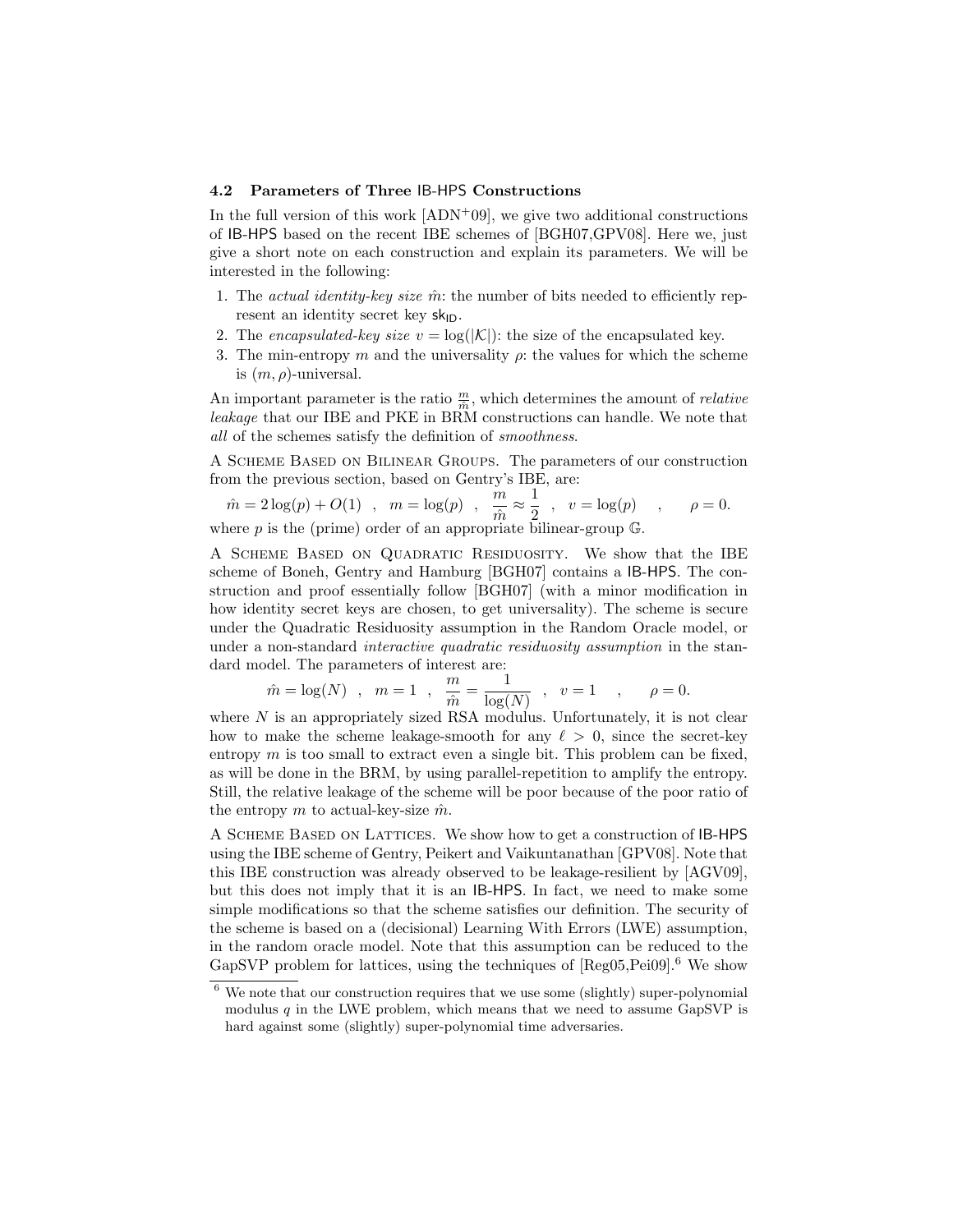### 4.2 Parameters of Three IB-HPS Constructions

In the full version of this work [ADN+09], we give two additional constructions of IB-HPS based on the recent IBE schemes of [BGH07,GPV08]. Here we, just give a short note on each construction and explain its parameters. We will be interested in the following:

1. The *actual identity-key size* $\hat{m}$: the number of bits needed to efficiently represent an identity secret key $\mathsf{sk}_{\mathsf{ID}}$.
2. The *encapsulated-key size* $v = \log(|\mathcal{K}|)$: the size of the encapsulated key.
3. The min-entropy $m$ and the universality $\rho$: the values for which the scheme is $(m, \rho)$-universal.

An important parameter is the ratio $\frac{m}{\hat{m}}$, which determines the amount of *relative leakage* that our IBE and PKE in BRM constructions can handle. We note that *all* of the schemes satisfy the definition of *smoothness*.

A Scheme Based on Bilinear Groups. The parameters of our construction from the previous section, based on Gentry's IBE, are:

$$\hat{m} = 2\log(p) + O(1) \quad , \quad m = \log(p) \quad , \quad \frac{m}{\hat{m}} \approx \frac{1}{2} \quad , \quad v = \log(p) \quad , \quad \rho = 0.$$

where $p$ is the (prime) order of an appropriate bilinear-group $\mathbb{G}$.

A Scheme Based on Quadratic Residuosity. We show that the IBE scheme of Boneh, Gentry and Hamburg [BGH07] contains a IB-HPS. The construction and proof essentially follow [BGH07] (with a minor modification in how identity secret keys are chosen, to get universality). The scheme is secure under the Quadratic Residuosity assumption in the Random Oracle model, or under a non-standard *interactive quadratic residuosity assumption* in the standard model. The parameters of interest are:

$$\hat{m} = \log(N) \quad , \quad m = 1 \quad , \quad \frac{m}{\hat{m}} = \frac{1}{\log(N)} \quad , \quad v = 1 \quad , \quad \rho = 0.$$

where $N$ is an appropriately sized RSA modulus. Unfortunately, it is not clear how to make the scheme leakage-smooth for any $\ell > 0$, since the secret-key entropy $m$ is too small to extract even a single bit. This problem can be fixed, as will be done in the BRM, by using parallel-repetition to amplify the entropy. Still, the relative leakage of the scheme will be poor because of the poor ratio of the entropy $m$ to actual-key-size $\hat{m}$.

A Scheme Based on Lattices. We show how to get a construction of IB-HPS using the IBE scheme of Gentry, Peikert and Vaikuntanathan [GPV08]. Note that this IBE construction was already observed to be leakage-resilient by [AGV09], but this does not imply that it is an IB-HPS. In fact, we need to make some simple modifications so that the scheme satisfies our definition. The security of the scheme is based on a (decisional) Learning With Errors (LWE) assumption, in the random oracle model. Note that this assumption can be reduced to the GapSVP problem for lattices, using the techniques of [Reg05,Pei09].[6] We show

[6] We note that our construction requires that we use some (slightly) super-polynomial modulus $q$ in the LWE problem, which means that we need to assume GapSVP is hard against some (slightly) super-polynomial time adversaries.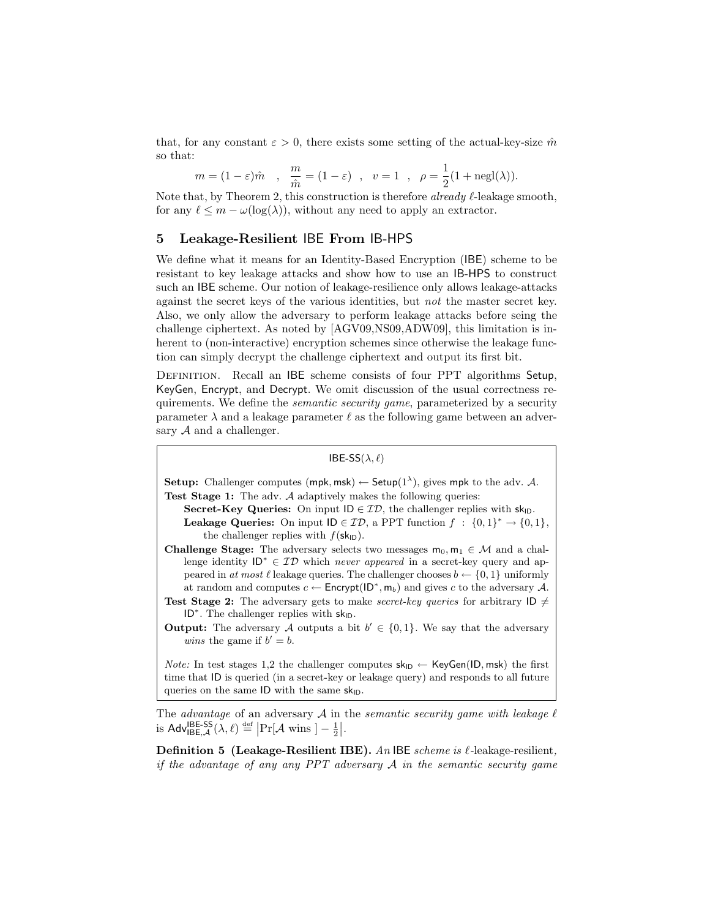that, for any constant $\varepsilon > 0$, there exists some setting of the actual-key-size $\hat{m}$ so that:

$$m = (1-\varepsilon)\hat{m} \quad , \quad \frac{m}{\hat{m}} = (1-\varepsilon) \quad , \quad v = 1 \quad , \quad \rho = \frac{1}{2}(1 + \text{negl}(\lambda)).$$

Note that, by Theorem 2, this construction is therefore *already* $\ell$-leakage smooth, for any $\ell \leq m - \omega(\log(\lambda))$, without any need to apply an extractor.

## 5 Leakage-Resilient IBE From IB-HPS

We define what it means for an Identity-Based Encryption (IBE) scheme to be resistant to key leakage attacks and show how to use an IB-HPS to construct such an IBE scheme. Our notion of leakage-resilience only allows leakage-attacks against the secret keys of the various identities, but *not* the master secret key. Also, we only allow the adversary to perform leakage attacks before seing the challenge ciphertext. As noted by [AGV09,NS09,ADW09], this limitation is inherent to (non-interactive) encryption schemes since otherwise the leakage function can simply decrypt the challenge ciphertext and output its first bit.

Definition. Recall an IBE scheme consists of four PPT algorithms Setup, KeyGen, Encrypt, and Decrypt. We omit discussion of the usual correctness requirements. We define the *semantic security game*, parameterized by a security parameter $\lambda$ and a leakage parameter $\ell$ as the following game between an adversary $\mathcal{A}$ and a challenger.

> **IBE-SS$(\lambda, \ell)$**
>
> **Setup:** Challenger computes $(\mathsf{mpk}, \mathsf{msk}) \leftarrow \mathsf{Setup}(1^\lambda)$, gives $\mathsf{mpk}$ to the adv. $\mathcal{A}$.
>
> **Test Stage 1:** The adv. $\mathcal{A}$ adaptively makes the following queries:
>
> **Secret-Key Queries:** On input $\mathsf{ID} \in \mathcal{ID}$, the challenger replies with $\mathsf{sk}_{\mathsf{ID}}$.
>
> **Leakage Queries:** On input $\mathsf{ID} \in \mathcal{ID}$, a PPT function $f : \{0,1\}^* \to \{0,1\}$, the challenger replies with $f(\mathsf{sk}_{\mathsf{ID}})$.
>
> **Challenge Stage:** The adversary selects two messages $\mathsf{m}_0, \mathsf{m}_1 \in \mathcal{M}$ and a challenge identity $\mathsf{ID}^* \in \mathcal{ID}$ which *never appeared* in a secret-key query and appeared in *at most* $\ell$ leakage queries. The challenger chooses $b \leftarrow \{0,1\}$ uniformly at random and computes $c \leftarrow \mathsf{Encrypt}(\mathsf{ID}^*, \mathsf{m}_b)$ and gives $c$ to the adversary $\mathcal{A}$.
>
> **Test Stage 2:** The adversary gets to make *secret-key queries* for arbitrary $\mathsf{ID} \neq \mathsf{ID}^*$. The challenger replies with $\mathsf{sk}_{\mathsf{ID}}$.
>
> **Output:** The adversary $\mathcal{A}$ outputs a bit $b' \in \{0,1\}$. We say that the adversary *wins* the game if $b' = b$.
>
> *Note:* In test stages 1,2 the challenger computes $\mathsf{sk}_{\mathsf{ID}} \leftarrow \mathsf{KeyGen}(\mathsf{ID}, \mathsf{msk})$ the first time that ID is queried (in a secret-key or leakage query) and responds to all future queries on the same ID with the same $\mathsf{sk}_{\mathsf{ID}}$.

The *advantage* of an adversary $\mathcal{A}$ in the *semantic security game with leakage* $\ell$ is $\mathsf{Adv}^{\mathsf{IBE\text{-}SS}}_{\mathsf{IBE},\mathcal{A}}(\lambda, \ell) \stackrel{\text{def}}{=} \left|\Pr[\mathcal{A} \text{ wins }] - \frac{1}{2}\right|$.

**Definition 5 (Leakage-Resilient IBE).** *An* IBE *scheme is* $\ell$-leakage-resilient*, if the advantage of any any PPT adversary $\mathcal{A}$ in the semantic security game*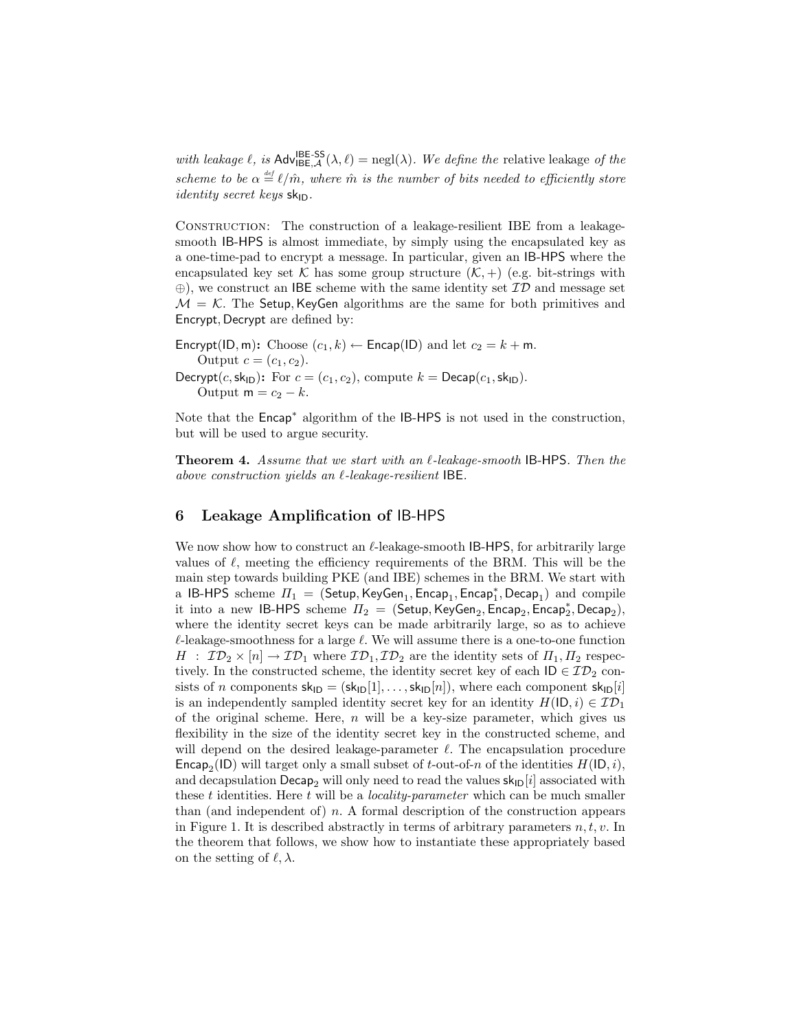*with leakage* $\ell$*, is* $\mathsf{Adv}^{\mathsf{IBE\text{-}SS}}_{\mathsf{IBE},\mathcal{A}}(\lambda, \ell) = \mathrm{negl}(\lambda)$*. We define the* relative leakage *of the scheme to be* $\alpha \stackrel{def}{=} \ell/\hat{m}$*, where* $\hat{m}$ *is the number of bits needed to efficiently store identity secret keys* $\mathsf{sk}_{\mathsf{ID}}$*.*

Construction: The construction of a leakage-resilient IBE from a leakage-smooth IB-HPS is almost immediate, by simply using the encapsulated key as a one-time-pad to encrypt a message. In particular, given an IB-HPS where the encapsulated key set $\mathcal{K}$ has some group structure $(\mathcal{K}, +)$ (e.g. bit-strings with $\oplus$), we construct an IBE scheme with the same identity set $\mathcal{ID}$ and message set $\mathcal{M} = \mathcal{K}$. The Setup, KeyGen algorithms are the same for both primitives and Encrypt, Decrypt are defined by:

**Encrypt(ID, m):** Choose $(c_1, k) \leftarrow \mathsf{Encap}(\mathsf{ID})$ and let $c_2 = k + \mathsf{m}$.
Output $c = (c_1, c_2)$.
**Decrypt($c$, $\mathsf{sk}_{\mathsf{ID}}$):** For $c = (c_1, c_2)$, compute $k = \mathsf{Decap}(c_1, \mathsf{sk}_{\mathsf{ID}})$.
Output $\mathsf{m} = c_2 - k$.

Note that the $\mathsf{Encap}^*$ algorithm of the IB-HPS is not used in the construction, but will be used to argue security.

**Theorem 4.** *Assume that we start with an* $\ell$*-leakage-smooth* IB-HPS*. Then the above construction yields an* $\ell$*-leakage-resilient* IBE*.*

## 6 Leakage Amplification of IB-HPS

We now show how to construct an $\ell$-leakage-smooth IB-HPS, for arbitrarily large values of $\ell$, meeting the efficiency requirements of the BRM. This will be the main step towards building PKE (and IBE) schemes in the BRM. We start with a IB-HPS scheme $\Pi_1 = (\mathsf{Setup}, \mathsf{KeyGen}_1, \mathsf{Encap}_1, \mathsf{Encap}^*_1, \mathsf{Decap}_1)$ and compile it into a new IB-HPS scheme $\Pi_2 = (\mathsf{Setup}, \mathsf{KeyGen}_2, \mathsf{Encap}_2, \mathsf{Encap}^*_2, \mathsf{Decap}_2)$, where the identity secret keys can be made arbitrarily large, so as to achieve $\ell$-leakage-smoothness for a large $\ell$. We will assume there is a one-to-one function $H : \mathcal{ID}_2 \times [n] \to \mathcal{ID}_1$ where $\mathcal{ID}_1, \mathcal{ID}_2$ are the identity sets of $\Pi_1, \Pi_2$ respectively. In the constructed scheme, the identity secret key of each $\mathsf{ID} \in \mathcal{ID}_2$ consists of $n$ components $\mathsf{sk}_{\mathsf{ID}} = (\mathsf{sk}_{\mathsf{ID}}[1], \ldots, \mathsf{sk}_{\mathsf{ID}}[n])$, where each component $\mathsf{sk}_{\mathsf{ID}}[i]$ is an independently sampled identity secret key for an identity $H(\mathsf{ID}, i) \in \mathcal{ID}_1$ of the original scheme. Here, $n$ will be a key-size parameter, which gives us flexibility in the size of the identity secret key in the constructed scheme, and will depend on the desired leakage-parameter $\ell$. The encapsulation procedure $\mathsf{Encap}_2(\mathsf{ID})$ will target only a small subset of $t$-out-of-$n$ of the identities $H(\mathsf{ID}, i)$, and decapsulation $\mathsf{Decap}_2$ will only need to read the values $\mathsf{sk}_{\mathsf{ID}}[i]$ associated with these $t$ identities. Here $t$ will be a *locality-parameter* which can be much smaller than (and independent of) $n$. A formal description of the construction appears in Figure 1. It is described abstractly in terms of arbitrary parameters $n, t, v$. In the theorem that follows, we show how to instantiate these appropriately based on the setting of $\ell, \lambda$.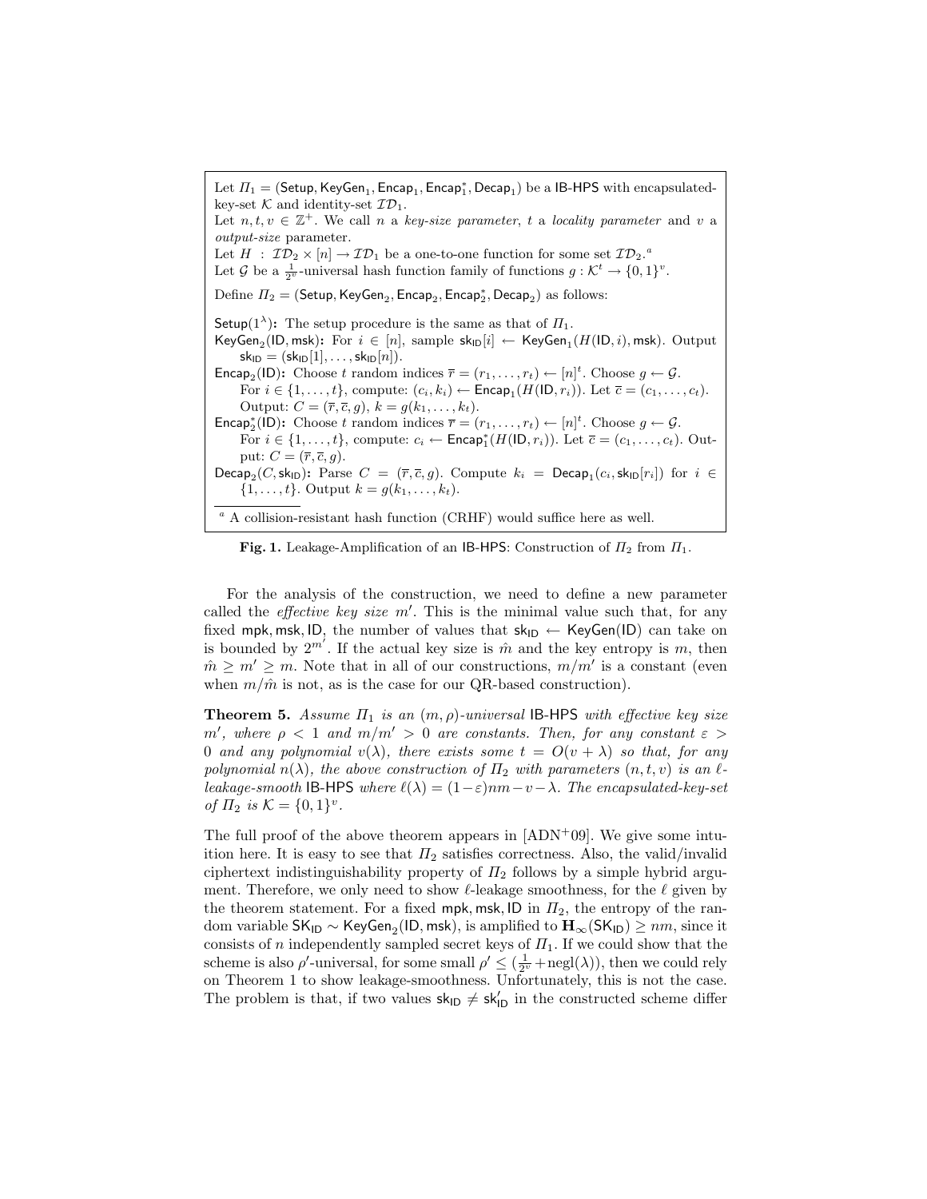Let $\Pi_1 = (\mathsf{Setup}, \mathsf{KeyGen}_1, \mathsf{Encap}_1, \mathsf{Encap}_1^*, \mathsf{Decap}_1)$ be a IB-HPS with encapsulated-key-set $\mathcal{K}$ and identity-set $\mathcal{ID}_1$.
Let $n, t, v \in \mathbb{Z}^+$. We call $n$ a *key-size parameter*, $t$ a *locality parameter* and $v$ a *output-size* parameter.
Let $H : \mathcal{ID}_2 \times [n] \to \mathcal{ID}_1$ be a one-to-one function for some set $\mathcal{ID}_2$.[a]
Let $\mathcal{G}$ be a $\frac{1}{2^v}$-universal hash function family of functions $g : \mathcal{K}^t \to \{0,1\}^v$.

Define $\Pi_2 = (\mathsf{Setup}, \mathsf{KeyGen}_2, \mathsf{Encap}_2, \mathsf{Encap}_2^*, \mathsf{Decap}_2)$ as follows:

$\mathsf{Setup}(1^\lambda)$**:** The setup procedure is the same as that of $\Pi_1$.

$\mathsf{KeyGen}_2(\mathsf{ID}, \mathsf{msk})$**:** For $i \in [n]$, sample $\mathsf{sk}_{\mathsf{ID}}[i] \leftarrow \mathsf{KeyGen}_1(H(\mathsf{ID}, i), \mathsf{msk})$. Output $\mathsf{sk}_{\mathsf{ID}} = (\mathsf{sk}_{\mathsf{ID}}[1], \ldots, \mathsf{sk}_{\mathsf{ID}}[n])$.

$\mathsf{Encap}_2(\mathsf{ID})$**:** Choose $t$ random indices $\overline{r} = (r_1, \ldots, r_t) \leftarrow [n]^t$. Choose $g \leftarrow \mathcal{G}$. For $i \in \{1, \ldots, t\}$, compute: $(c_i, k_i) \leftarrow \mathsf{Encap}_1(H(\mathsf{ID}, r_i))$. Let $\overline{c} = (c_1, \ldots, c_t)$. Output: $C = (\overline{r}, \overline{c}, g)$, $k = g(k_1, \ldots, k_t)$.

$\mathsf{Encap}_2^*(\mathsf{ID})$**:** Choose $t$ random indices $\overline{r} = (r_1, \ldots, r_t) \leftarrow [n]^t$. Choose $g \leftarrow \mathcal{G}$. For $i \in \{1, \ldots, t\}$, compute: $c_i \leftarrow \mathsf{Encap}_1^*(H(\mathsf{ID}, r_i))$. Let $\overline{c} = (c_1, \ldots, c_t)$. Output: $C = (\overline{r}, \overline{c}, g)$.

$\mathsf{Decap}_2(C, \mathsf{sk}_{\mathsf{ID}})$**:** Parse $C = (\overline{r}, \overline{c}, g)$. Compute $k_i = \mathsf{Decap}_1(c_i, \mathsf{sk}_{\mathsf{ID}}[r_i])$ for $i \in \{1, \ldots, t\}$. Output $k = g(k_1, \ldots, k_t)$.

[a] A collision-resistant hash function (CRHF) would suffice here as well.

**Fig. 1.** Leakage-Amplification of an IB-HPS: Construction of $\Pi_2$ from $\Pi_1$.

For the analysis of the construction, we need to define a new parameter called the *effective key size* $m'$. This is the minimal value such that, for any fixed $\mathsf{mpk}, \mathsf{msk}, \mathsf{ID}$, the number of values that $\mathsf{sk}_{\mathsf{ID}} \leftarrow \mathsf{KeyGen}(\mathsf{ID})$ can take on is bounded by $2^{m'}$. If the actual key size is $\hat{m}$ and the key entropy is $m$, then $\hat{m} \geq m' \geq m$. Note that in all of our constructions, $m/m'$ is a constant (even when $m/\hat{m}$ is not, as is the case for our QR-based construction).

**Theorem 5.** *Assume $\Pi_1$ is an $(m, \rho)$-universal* IB-HPS *with effective key size $m'$, where $\rho < 1$ and $m/m' > 0$ are constants. Then, for any constant $\varepsilon > 0$ and any polynomial $v(\lambda)$, there exists some $t = O(v + \lambda)$ so that, for any polynomial $n(\lambda)$, the above construction of $\Pi_2$ with parameters $(n, t, v)$ is an $\ell$-leakage-smooth* IB-HPS *where $\ell(\lambda) = (1-\varepsilon)nm - v - \lambda$. The encapsulated-key-set of $\Pi_2$ is $\mathcal{K} = \{0,1\}^v$.*

The full proof of the above theorem appears in [ADN+09]. We give some intuition here. It is easy to see that $\Pi_2$ satisfies correctness. Also, the valid/invalid ciphertext indistinguishability property of $\Pi_2$ follows by a simple hybrid argument. Therefore, we only need to show $\ell$-leakage smoothness, for the $\ell$ given by the theorem statement. For a fixed $\mathsf{mpk}, \mathsf{msk}, \mathsf{ID}$ in $\Pi_2$, the entropy of the random variable $\mathsf{SK}_{\mathsf{ID}} \sim \mathsf{KeyGen}_2(\mathsf{ID}, \mathsf{msk})$, is amplified to $\mathbf{H}_\infty(\mathsf{SK}_{\mathsf{ID}}) \geq nm$, since it consists of $n$ independently sampled secret keys of $\Pi_1$. If we could show that the scheme is also $\rho'$-universal, for some small $\rho' \leq (\frac{1}{2^v} + \mathrm{negl}(\lambda))$, then we could rely on Theorem 1 to show leakage-smoothness. Unfortunately, this is not the case. The problem is that, if two values $\mathsf{sk}_{\mathsf{ID}} \neq \mathsf{sk}'_{\mathsf{ID}}$ in the constructed scheme differ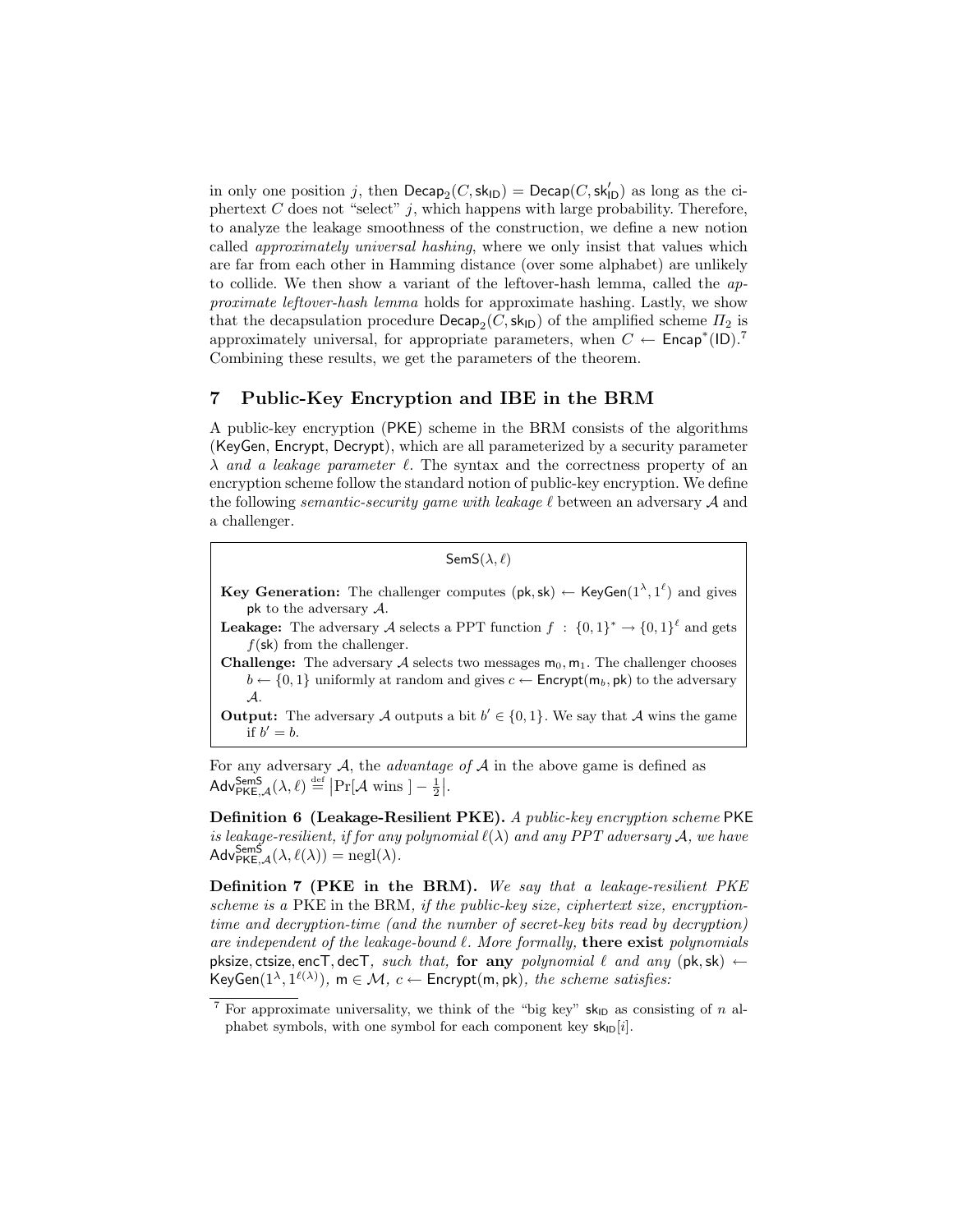in only one position $j$, then $\mathsf{Decap}_2(C, \mathsf{sk}_{\mathsf{ID}}) = \mathsf{Decap}(C, \mathsf{sk}'_{\mathsf{ID}})$ as long as the ciphertext $C$ does not "select" $j$, which happens with large probability. Therefore, to analyze the leakage smoothness of the construction, we define a new notion called *approximately universal hashing*, where we only insist that values which are far from each other in Hamming distance (over some alphabet) are unlikely to collide. We then show a variant of the leftover-hash lemma, called the *approximate leftover-hash lemma* holds for approximate hashing. Lastly, we show that the decapsulation procedure $\mathsf{Decap}_2(C, \mathsf{sk}_{\mathsf{ID}})$ of the amplified scheme $\Pi_2$ is approximately universal, for appropriate parameters, when $C \leftarrow \mathsf{Encap}^*(\mathsf{ID})$.[7] Combining these results, we get the parameters of the theorem.

## 7 Public-Key Encryption and IBE in the BRM

A public-key encryption (PKE) scheme in the BRM consists of the algorithms (KeyGen, Encrypt, Decrypt), which are all parameterized by a security parameter $\lambda$ *and a leakage parameter* $\ell$. The syntax and the correctness property of an encryption scheme follow the standard notion of public-key encryption. We define the following *semantic-security game with leakage* $\ell$ between an adversary $\mathcal{A}$ and a challenger.

> $\mathsf{SemS}(\lambda, \ell)$
>
> **Key Generation:** The challenger computes $(\mathsf{pk}, \mathsf{sk}) \leftarrow \mathsf{KeyGen}(1^\lambda, 1^\ell)$ and gives $\mathsf{pk}$ to the adversary $\mathcal{A}$.
>
> **Leakage:** The adversary $\mathcal{A}$ selects a PPT function $f : \{0,1\}^* \to \{0,1\}^\ell$ and gets $f(\mathsf{sk})$ from the challenger.
>
> **Challenge:** The adversary $\mathcal{A}$ selects two messages $\mathsf{m}_0, \mathsf{m}_1$. The challenger chooses $b \leftarrow \{0,1\}$ uniformly at random and gives $c \leftarrow \mathsf{Encrypt}(\mathsf{m}_b, \mathsf{pk})$ to the adversary $\mathcal{A}$.
>
> **Output:** The adversary $\mathcal{A}$ outputs a bit $b' \in \{0,1\}$. We say that $\mathcal{A}$ wins the game if $b' = b$.

For any adversary $\mathcal{A}$, the *advantage of* $\mathcal{A}$ in the above game is defined as $\mathsf{Adv}^{\mathsf{SemS}}_{\mathsf{PKE},\mathcal{A}}(\lambda, \ell) \stackrel{\text{def}}{=} \left|\Pr[\mathcal{A} \text{ wins }] - \frac{1}{2}\right|$.

**Definition 6 (Leakage-Resilient PKE).** *A public-key encryption scheme* PKE *is leakage-resilient, if for any polynomial $\ell(\lambda)$ and any PPT adversary $\mathcal{A}$, we have* $\mathsf{Adv}^{\mathsf{SemS}}_{\mathsf{PKE},\mathcal{A}}(\lambda, \ell(\lambda)) = \mathrm{negl}(\lambda)$.

**Definition 7 (PKE in the BRM).** *We say that a leakage-resilient PKE scheme is a* PKE in the BRM*, if the public-key size, ciphertext size, encryption-time and decryption-time (and the number of secret-key bits read by decryption) are independent of the leakage-bound $\ell$. More formally,* **there exist** *polynomials* pksize, ctsize, encT, decT*, such that,* **for any** *polynomial $\ell$ and any* $(\mathsf{pk}, \mathsf{sk}) \leftarrow \mathsf{KeyGen}(1^\lambda, 1^{\ell(\lambda)})$, $\mathsf{m} \in \mathcal{M}$, $c \leftarrow \mathsf{Encrypt}(\mathsf{m}, \mathsf{pk})$*, the scheme satisfies:*

[7] For approximate universality, we think of the "big key" $\mathsf{sk}_{\mathsf{ID}}$ as consisting of $n$ alphabet symbols, with one symbol for each component key $\mathsf{sk}_{\mathsf{ID}}[i]$.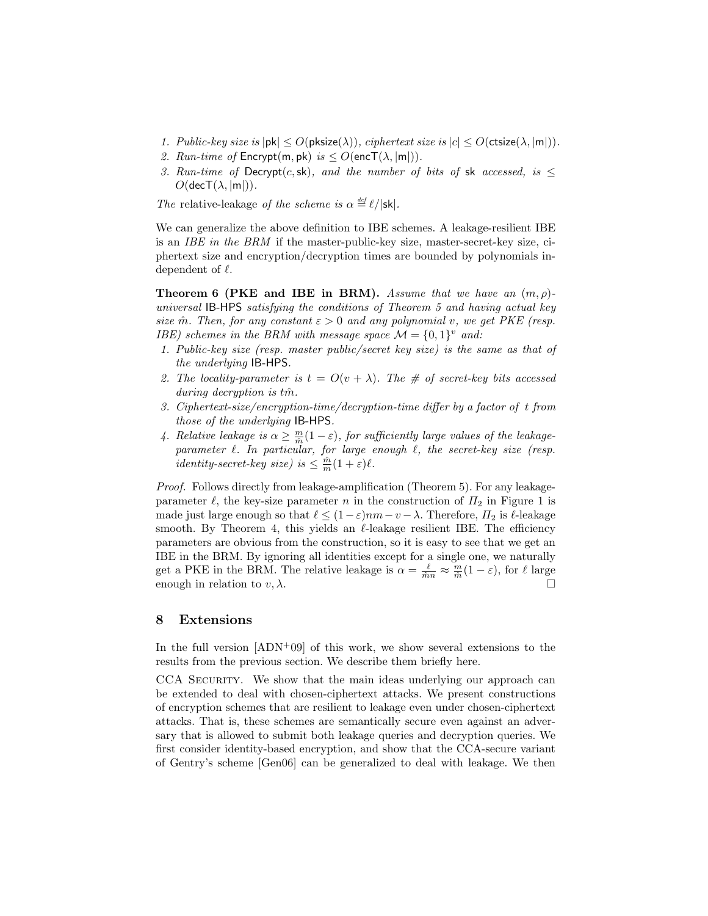1. *Public-key size is* $|\mathsf{pk}| \leq O(\mathsf{pksize}(\lambda))$*, ciphertext size is* $|c| \leq O(\mathsf{ctsize}(\lambda, |\mathsf{m}|))$*.*
2. *Run-time of* $\mathsf{Encrypt}(\mathsf{m}, \mathsf{pk})$ *is* $\leq O(\mathsf{encT}(\lambda, |\mathsf{m}|))$*.*
3. *Run-time of* $\mathsf{Decrypt}(c, \mathsf{sk})$*, and the number of bits of* $\mathsf{sk}$ *accessed, is* $\leq O(\mathsf{decT}(\lambda, |\mathsf{m}|))$*.*

*The* relative-leakage *of the scheme is* $\alpha \stackrel{def}{=} \ell/|\mathsf{sk}|$*.*

We can generalize the above definition to IBE schemes. A leakage-resilient IBE is an *IBE in the BRM* if the master-public-key size, master-secret-key size, ciphertext size and encryption/decryption times are bounded by polynomials independent of $\ell$.

**Theorem 6 (PKE and IBE in BRM).** *Assume that we have an* $(m, \rho)$*-universal* IB-HPS *satisfying the conditions of Theorem 5 and having actual key size* $\hat{m}$*. Then, for any constant* $\varepsilon > 0$ *and any polynomial* $v$*, we get PKE (resp. IBE) schemes in the BRM with message space* $\mathcal{M} = \{0,1\}^v$ *and:*

1. *Public-key size (resp. master public/secret key size) is the same as that of the underlying* IB-HPS*.*
2. *The locality-parameter is* $t = O(v + \lambda)$*. The # of secret-key bits accessed during decryption is* $t\hat{m}$*.*
3. *Ciphertext-size/encryption-time/decryption-time differ by a factor of* $t$ *from those of the underlying* IB-HPS*.*
4. *Relative leakage is* $\alpha \geq \frac{m}{\hat{m}}(1 - \varepsilon)$*, for sufficiently large values of the leakage-parameter* $\ell$*. In particular, for large enough* $\ell$*, the secret-key size (resp. identity-secret-key size) is* $\leq \frac{\hat{m}}{m}(1 + \varepsilon)\ell$*.*

*Proof.* Follows directly from leakage-amplification (Theorem 5). For any leakage-parameter $\ell$, the key-size parameter $n$ in the construction of $\Pi_2$ in Figure 1 is made just large enough so that $\ell \leq (1-\varepsilon)nm - v - \lambda$. Therefore, $\Pi_2$ is $\ell$-leakage smooth. By Theorem 4, this yields an $\ell$-leakage resilient IBE. The efficiency parameters are obvious from the construction, so it is easy to see that we get an IBE in the BRM. By ignoring all identities except for a single one, we naturally get a PKE in the BRM. The relative leakage is $\alpha = \frac{\ell}{\hat{m}n} \approx \frac{m}{\hat{m}}(1 - \varepsilon)$, for $\ell$ large enough in relation to $v, \lambda$. □

## 8 Extensions

In the full version [ADN+09] of this work, we show several extensions to the results from the previous section. We describe them briefly here.

CCA SECURITY. We show that the main ideas underlying our approach can be extended to deal with chosen-ciphertext attacks. We present constructions of encryption schemes that are resilient to leakage even under chosen-ciphertext attacks. That is, these schemes are semantically secure even against an adversary that is allowed to submit both leakage queries and decryption queries. We first consider identity-based encryption, and show that the CCA-secure variant of Gentry's scheme [Gen06] can be generalized to deal with leakage. We then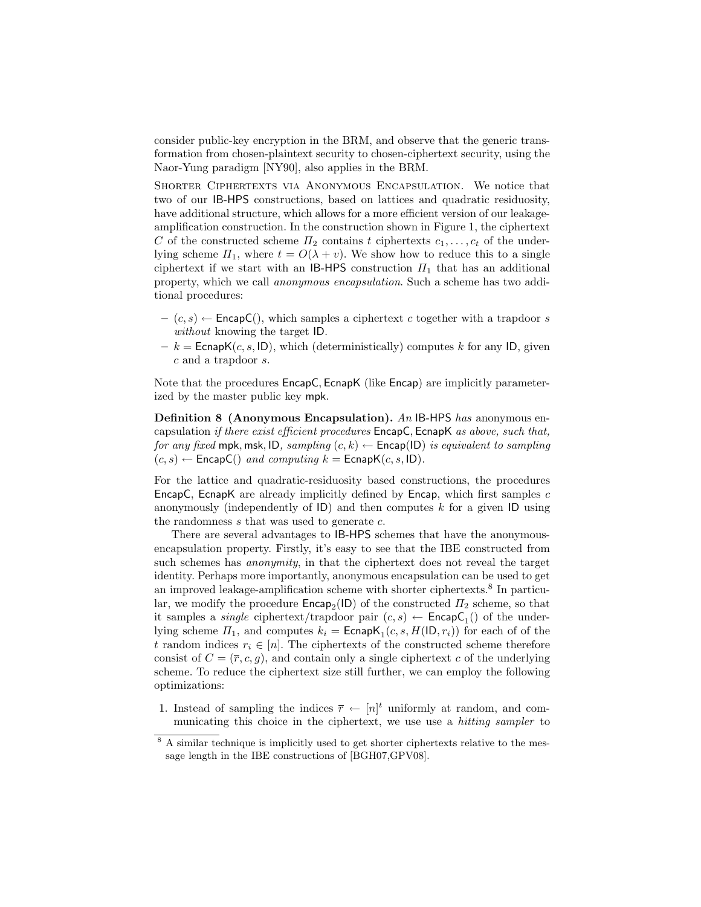consider public-key encryption in the BRM, and observe that the generic transformation from chosen-plaintext security to chosen-ciphertext security, using the Naor-Yung paradigm [NY90], also applies in the BRM.

Shorter Ciphertexts via Anonymous Encapsulation. We notice that two of our IB-HPS constructions, based on lattices and quadratic residuosity, have additional structure, which allows for a more efficient version of our leakage-amplification construction. In the construction shown in Figure 1, the ciphertext $C$ of the constructed scheme $\Pi_2$ contains $t$ ciphertexts $c_1, \ldots, c_t$ of the underlying scheme $\Pi_1$, where $t = O(\lambda + v)$. We show how to reduce this to a single ciphertext if we start with an IB-HPS construction $\Pi_1$ that has an additional property, which we call *anonymous encapsulation*. Such a scheme has two additional procedures:

- $(c, s) \leftarrow \mathsf{EncapC}()$, which samples a ciphertext $c$ together with a trapdoor $s$ *without* knowing the target ID.
- $k = \mathsf{EcnapK}(c, s, \mathsf{ID})$, which (deterministically) computes $k$ for any ID, given $c$ and a trapdoor $s$.

Note that the procedures EncapC, EcnapK (like Encap) are implicitly parameterized by the master public key mpk.

**Definition 8 (Anonymous Encapsulation).** *An* IB-HPS *has* anonymous encapsulation *if there exist efficient procedures* EncapC, EcnapK *as above, such that, for any fixed* mpk, msk, ID*, sampling* $(c, k) \leftarrow \mathsf{Encap}(\mathsf{ID})$ *is equivalent to sampling* $(c, s) \leftarrow \mathsf{EncapC}()$ *and computing* $k = \mathsf{EcnapK}(c, s, \mathsf{ID})$.

For the lattice and quadratic-residuosity based constructions, the procedures EncapC, EcnapK are already implicitly defined by Encap, which first samples $c$ anonymously (independently of ID) and then computes $k$ for a given ID using the randomness $s$ that was used to generate $c$.

There are several advantages to IB-HPS schemes that have the anonymous-encapsulation property. Firstly, it's easy to see that the IBE constructed from such schemes has *anonymity*, in that the ciphertext does not reveal the target identity. Perhaps more importantly, anonymous encapsulation can be used to get an improved leakage-amplification scheme with shorter ciphertexts.[8] In particular, we modify the procedure $\mathsf{Encap}_2(\mathsf{ID})$ of the constructed $\Pi_2$ scheme, so that it samples a *single* ciphertext/trapdoor pair $(c, s) \leftarrow \mathsf{EncapC}_1()$ of the underlying scheme $\Pi_1$, and computes $k_i = \mathsf{EcnapK}_1(c, s, H(\mathsf{ID}, r_i))$ for each of of the $t$ random indices $r_i \in [n]$. The ciphertexts of the constructed scheme therefore consist of $C = (\overline{r}, c, g)$, and contain only a single ciphertext $c$ of the underlying scheme. To reduce the ciphertext size still further, we can employ the following optimizations:

1. Instead of sampling the indices $\overline{r} \leftarrow [n]^t$ uniformly at random, and communicating this choice in the ciphertext, we use use a *hitting sampler* to

[8] A similar technique is implicitly used to get shorter ciphertexts relative to the message length in the IBE constructions of [BGH07,GPV08].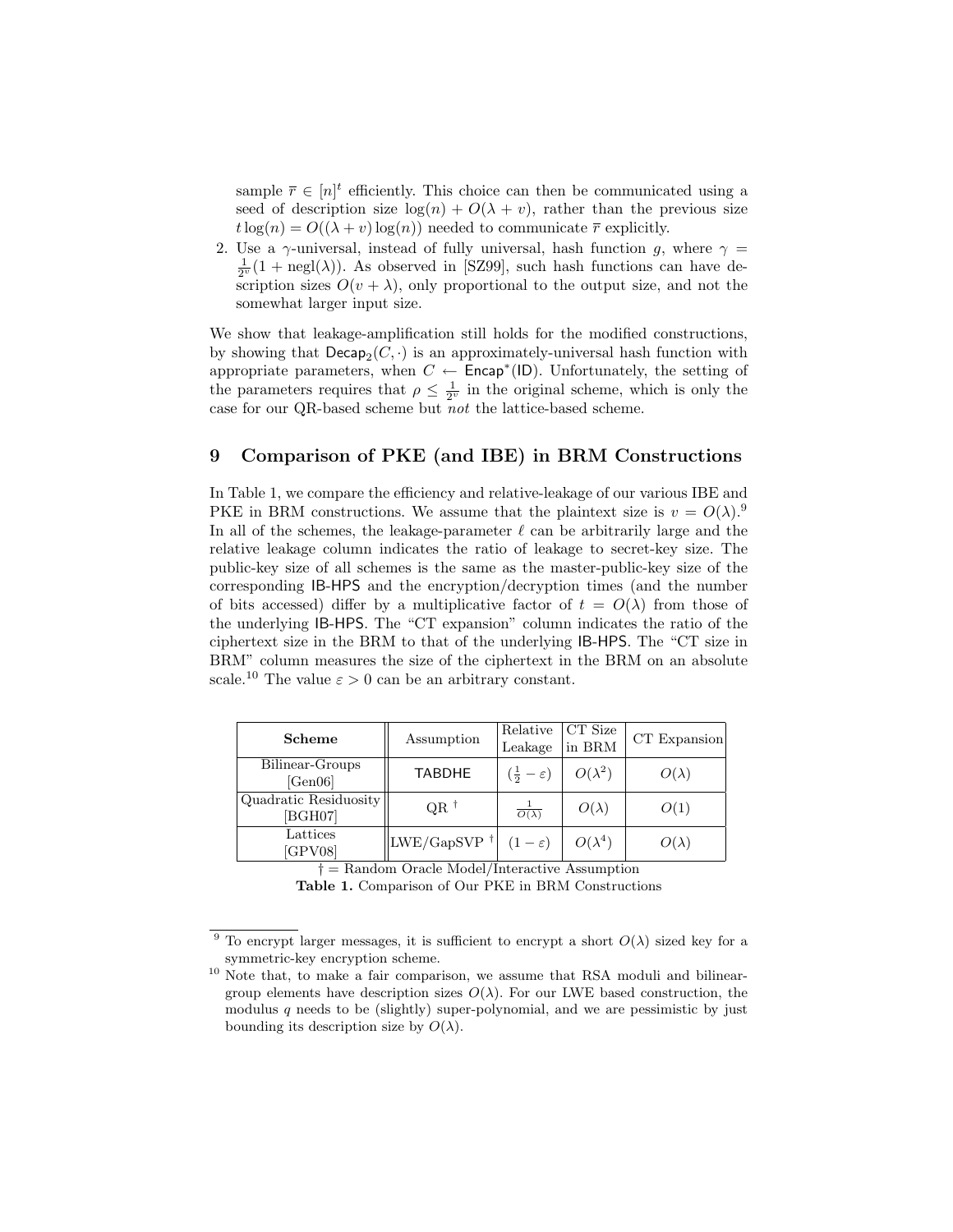sample $\overline{r} \in [n]^t$ efficiently. This choice can then be communicated using a seed of description size $\log(n) + O(\lambda + v)$, rather than the previous size $t \log(n) = O((\lambda + v)\log(n))$ needed to communicate $\overline{r}$ explicitly.

2. Use a $\gamma$-universal, instead of fully universal, hash function $g$, where $\gamma = \frac{1}{2^v}(1 + \mathrm{negl}(\lambda))$. As observed in [SZ99], such hash functions can have description sizes $O(v + \lambda)$, only proportional to the output size, and not the somewhat larger input size.

We show that leakage-amplification still holds for the modified constructions, by showing that $\mathsf{Decap}_2(C, \cdot)$ is an approximately-universal hash function with appropriate parameters, when $C \leftarrow \mathsf{Encap}^*(\mathsf{ID})$. Unfortunately, the setting of the parameters requires that $\rho \leq \frac{1}{2^v}$ in the original scheme, which is only the case for our QR-based scheme but *not* the lattice-based scheme.

## 9 Comparison of PKE (and IBE) in BRM Constructions

In Table 1, we compare the efficiency and relative-leakage of our various IBE and PKE in BRM constructions. We assume that the plaintext size is $v = O(\lambda)$.[9] In all of the schemes, the leakage-parameter $\ell$ can be arbitrarily large and the relative leakage column indicates the ratio of leakage to secret-key size. The public-key size of all schemes is the same as the master-public-key size of the corresponding IB-HPS and the encryption/decryption times (and the number of bits accessed) differ by a multiplicative factor of $t = O(\lambda)$ from those of the underlying IB-HPS. The "CT expansion" column indicates the ratio of the ciphertext size in the BRM to that of the underlying IB-HPS. The "CT size in BRM" column measures the size of the ciphertext in the BRM on an absolute scale.[10] The value $\varepsilon > 0$ can be an arbitrary constant.

| **Scheme** | Assumption | Relative Leakage | CT Size in BRM | CT Expansion |
|---|---|---|---|---|
| Bilinear-Groups [Gen06] | TABDHE | $(\frac{1}{2} - \varepsilon)$ | $O(\lambda^2)$ | $O(\lambda)$ |
| Quadratic Residuosity [BGH07] | QR † | $\frac{1}{O(\lambda)}$ | $O(\lambda)$ | $O(1)$ |
| Lattices [GPV08] | LWE/GapSVP † | $(1 - \varepsilon)$ | $O(\lambda^4)$ | $O(\lambda)$ |

† = Random Oracle Model/Interactive Assumption

**Table 1.** Comparison of Our PKE in BRM Constructions

[9] To encrypt larger messages, it is sufficient to encrypt a short $O(\lambda)$ sized key for a symmetric-key encryption scheme.

[10] Note that, to make a fair comparison, we assume that RSA moduli and bilinear-group elements have description sizes $O(\lambda)$. For our LWE based construction, the modulus $q$ needs to be (slightly) super-polynomial, and we are pessimistic by just bounding its description size by $O(\lambda)$.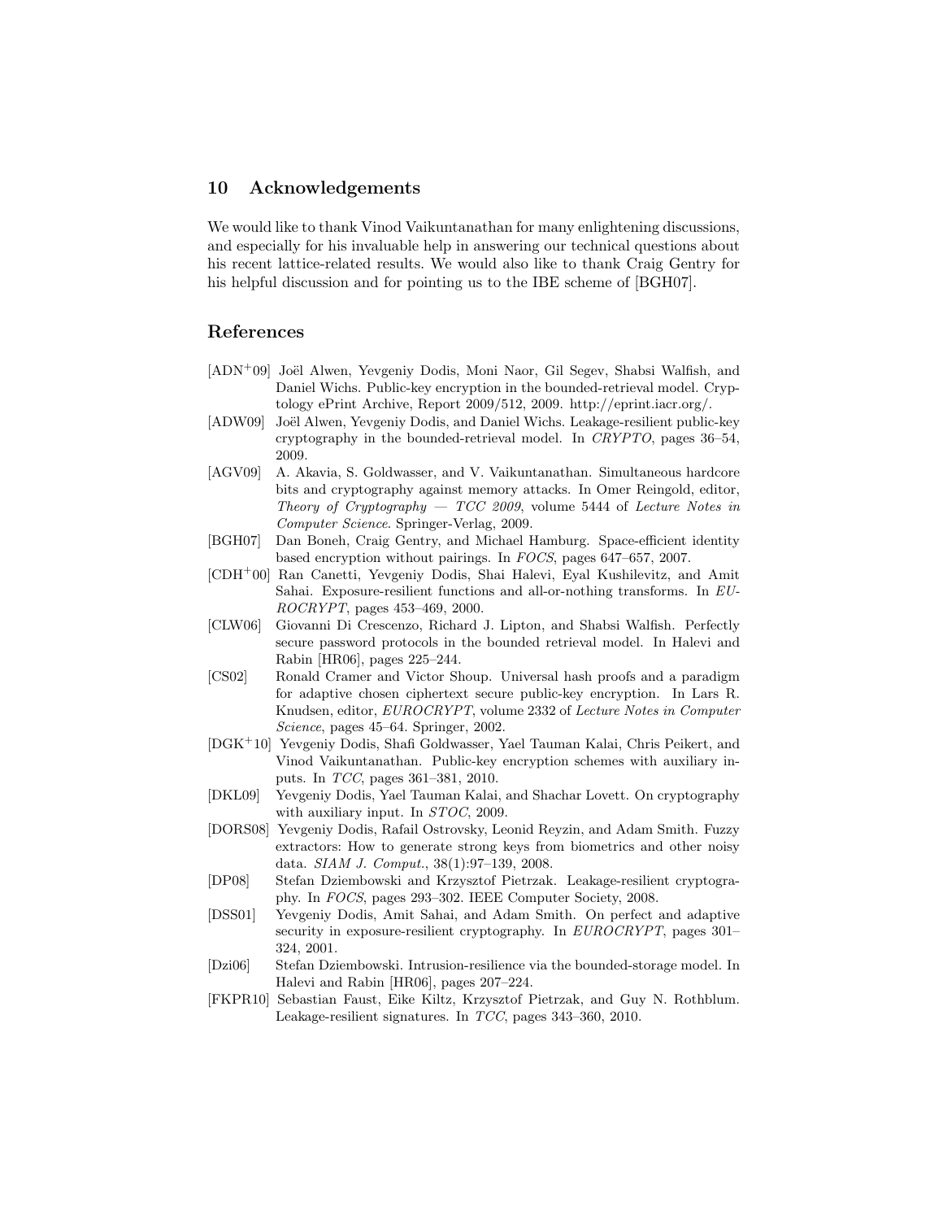## 10 Acknowledgements

We would like to thank Vinod Vaikuntanathan for many enlightening discussions, and especially for his invaluable help in answering our technical questions about his recent lattice-related results. We would also like to thank Craig Gentry for his helpful discussion and for pointing us to the IBE scheme of [BGH07].

## References

- [ADN+09] Joël Alwen, Yevgeniy Dodis, Moni Naor, Gil Segev, Shabsi Walfish, and Daniel Wichs. Public-key encryption in the bounded-retrieval model. Cryptology ePrint Archive, Report 2009/512, 2009. http://eprint.iacr.org/.
- [ADW09] Joël Alwen, Yevgeniy Dodis, and Daniel Wichs. Leakage-resilient public-key cryptography in the bounded-retrieval model. In *CRYPTO*, pages 36–54, 2009.
- [AGV09] A. Akavia, S. Goldwasser, and V. Vaikuntanathan. Simultaneous hardcore bits and cryptography against memory attacks. In Omer Reingold, editor, *Theory of Cryptography — TCC 2009*, volume 5444 of *Lecture Notes in Computer Science*. Springer-Verlag, 2009.
- [BGH07] Dan Boneh, Craig Gentry, and Michael Hamburg. Space-efficient identity based encryption without pairings. In *FOCS*, pages 647–657, 2007.
- [CDH+00] Ran Canetti, Yevgeniy Dodis, Shai Halevi, Eyal Kushilevitz, and Amit Sahai. Exposure-resilient functions and all-or-nothing transforms. In *EUROCRYPT*, pages 453–469, 2000.
- [CLW06] Giovanni Di Crescenzo, Richard J. Lipton, and Shabsi Walfish. Perfectly secure password protocols in the bounded retrieval model. In Halevi and Rabin [HR06], pages 225–244.
- [CS02] Ronald Cramer and Victor Shoup. Universal hash proofs and a paradigm for adaptive chosen ciphertext secure public-key encryption. In Lars R. Knudsen, editor, *EUROCRYPT*, volume 2332 of *Lecture Notes in Computer Science*, pages 45–64. Springer, 2002.
- [DGK+10] Yevgeniy Dodis, Shafi Goldwasser, Yael Tauman Kalai, Chris Peikert, and Vinod Vaikuntanathan. Public-key encryption schemes with auxiliary inputs. In *TCC*, pages 361–381, 2010.
- [DKL09] Yevgeniy Dodis, Yael Tauman Kalai, and Shachar Lovett. On cryptography with auxiliary input. In *STOC*, 2009.
- [DORS08] Yevgeniy Dodis, Rafail Ostrovsky, Leonid Reyzin, and Adam Smith. Fuzzy extractors: How to generate strong keys from biometrics and other noisy data. *SIAM J. Comput.*, 38(1):97–139, 2008.
- [DP08] Stefan Dziembowski and Krzysztof Pietrzak. Leakage-resilient cryptography. In *FOCS*, pages 293–302. IEEE Computer Society, 2008.
- [DSS01] Yevgeniy Dodis, Amit Sahai, and Adam Smith. On perfect and adaptive security in exposure-resilient cryptography. In *EUROCRYPT*, pages 301–324, 2001.
- [Dzi06] Stefan Dziembowski. Intrusion-resilience via the bounded-storage model. In Halevi and Rabin [HR06], pages 207–224.
- [FKPR10] Sebastian Faust, Eike Kiltz, Krzysztof Pietrzak, and Guy N. Rothblum. Leakage-resilient signatures. In *TCC*, pages 343–360, 2010.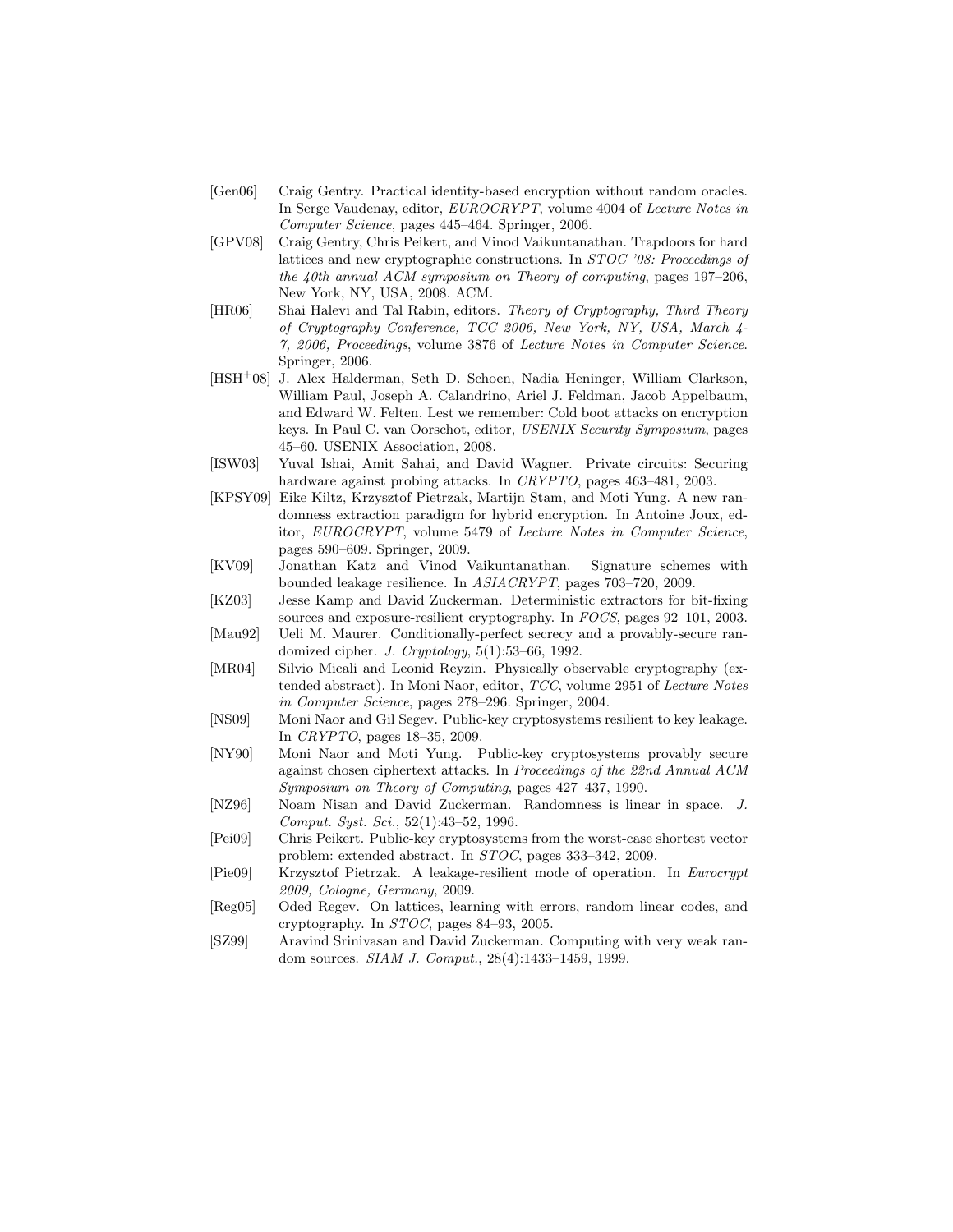[Gen06] Craig Gentry. Practical identity-based encryption without random oracles. In Serge Vaudenay, editor, *EUROCRYPT*, volume 4004 of *Lecture Notes in Computer Science*, pages 445–464. Springer, 2006.

[GPV08] Craig Gentry, Chris Peikert, and Vinod Vaikuntanathan. Trapdoors for hard lattices and new cryptographic constructions. In *STOC '08: Proceedings of the 40th annual ACM symposium on Theory of computing*, pages 197–206, New York, NY, USA, 2008. ACM.

[HR06] Shai Halevi and Tal Rabin, editors. *Theory of Cryptography, Third Theory of Cryptography Conference, TCC 2006, New York, NY, USA, March 4-7, 2006, Proceedings*, volume 3876 of *Lecture Notes in Computer Science*. Springer, 2006.

[HSH+08] J. Alex Halderman, Seth D. Schoen, Nadia Heninger, William Clarkson, William Paul, Joseph A. Calandrino, Ariel J. Feldman, Jacob Appelbaum, and Edward W. Felten. Lest we remember: Cold boot attacks on encryption keys. In Paul C. van Oorschot, editor, *USENIX Security Symposium*, pages 45–60. USENIX Association, 2008.

[ISW03] Yuval Ishai, Amit Sahai, and David Wagner. Private circuits: Securing hardware against probing attacks. In *CRYPTO*, pages 463–481, 2003.

[KPSY09] Eike Kiltz, Krzysztof Pietrzak, Martijn Stam, and Moti Yung. A new randomness extraction paradigm for hybrid encryption. In Antoine Joux, editor, *EUROCRYPT*, volume 5479 of *Lecture Notes in Computer Science*, pages 590–609. Springer, 2009.

[KV09] Jonathan Katz and Vinod Vaikuntanathan. Signature schemes with bounded leakage resilience. In *ASIACRYPT*, pages 703–720, 2009.

[KZ03] Jesse Kamp and David Zuckerman. Deterministic extractors for bit-fixing sources and exposure-resilient cryptography. In *FOCS*, pages 92–101, 2003.

[Mau92] Ueli M. Maurer. Conditionally-perfect secrecy and a provably-secure randomized cipher. *J. Cryptology*, 5(1):53–66, 1992.

[MR04] Silvio Micali and Leonid Reyzin. Physically observable cryptography (extended abstract). In Moni Naor, editor, *TCC*, volume 2951 of *Lecture Notes in Computer Science*, pages 278–296. Springer, 2004.

[NS09] Moni Naor and Gil Segev. Public-key cryptosystems resilient to key leakage. In *CRYPTO*, pages 18–35, 2009.

[NY90] Moni Naor and Moti Yung. Public-key cryptosystems provably secure against chosen ciphertext attacks. In *Proceedings of the 22nd Annual ACM Symposium on Theory of Computing*, pages 427–437, 1990.

[NZ96] Noam Nisan and David Zuckerman. Randomness is linear in space. *J. Comput. Syst. Sci.*, 52(1):43–52, 1996.

[Pei09] Chris Peikert. Public-key cryptosystems from the worst-case shortest vector problem: extended abstract. In *STOC*, pages 333–342, 2009.

[Pie09] Krzysztof Pietrzak. A leakage-resilient mode of operation. In *Eurocrypt 2009, Cologne, Germany*, 2009.

[Reg05] Oded Regev. On lattices, learning with errors, random linear codes, and cryptography. In *STOC*, pages 84–93, 2005.

[SZ99] Aravind Srinivasan and David Zuckerman. Computing with very weak random sources. *SIAM J. Comput.*, 28(4):1433–1459, 1999.